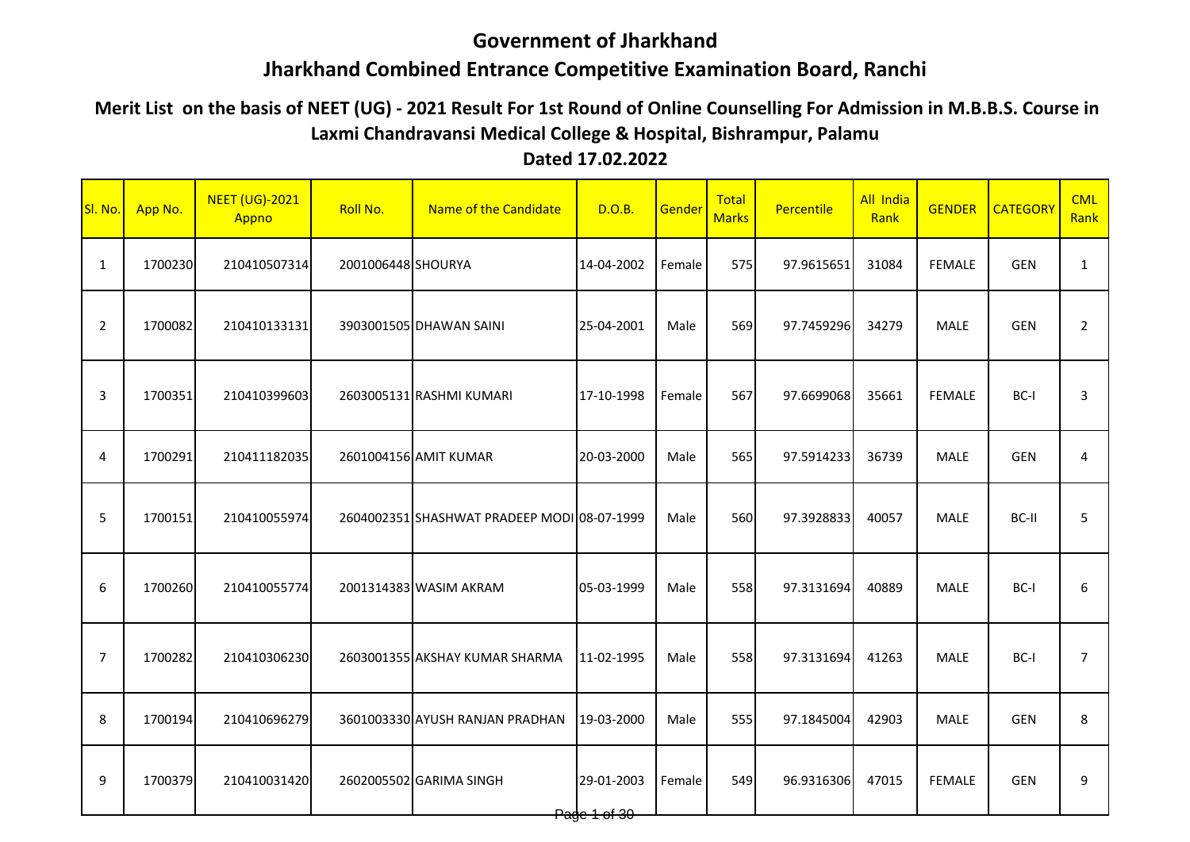# Government of Jharkhand

## Jharkhand Combined Entrance Competitive Examination Board, Ranchi

### Merit List on the basis of NEET (UG) - 2021 Result For 1st Round of Online Counselling For Admission in M.B.B.S. Course in Laxmi Chandravansi Medical College & Hospital, Bishrampur, Palamu

### Dated 17.02.2022

| Sl. No. | App No. | NEET (UG)-2021 Appno | Roll No. | Name of the Candidate | D.O.B. | Gender | Total Marks | Percentile | All India Rank | GENDER | CATEGORY | CML Rank |
|---|---|---|---|---|---|---|---|---|---|---|---|---|
| 1 | 1700230 | 210410507314 | 2001006448 | SHOURYA | 14-04-2002 | Female | 575 | 97.9615651 | 31084 | FEMALE | GEN | 1 |
| 2 | 1700082 | 210410133131 | 3903001505 | DHAWAN SAINI | 25-04-2001 | Male | 569 | 97.7459296 | 34279 | MALE | GEN | 2 |
| 3 | 1700351 | 210410399603 | 2603005131 | RASHMI KUMARI | 17-10-1998 | Female | 567 | 97.6699068 | 35661 | FEMALE | BC-I | 3 |
| 4 | 1700291 | 210411182035 | 2601004156 | AMIT KUMAR | 20-03-2000 | Male | 565 | 97.5914233 | 36739 | MALE | GEN | 4 |
| 5 | 1700151 | 210410055974 | 2604002351 | SHASHWAT PRADEEP MODI | 08-07-1999 | Male | 560 | 97.3928833 | 40057 | MALE | BC-II | 5 |
| 6 | 1700260 | 210410055774 | 2001314383 | WASIM AKRAM | 05-03-1999 | Male | 558 | 97.3131694 | 40889 | MALE | BC-I | 6 |
| 7 | 1700282 | 210410306230 | 2603001355 | AKSHAY KUMAR SHARMA | 11-02-1995 | Male | 558 | 97.3131694 | 41263 | MALE | BC-I | 7 |
| 8 | 1700194 | 210410696279 | 3601003330 | AYUSH RANJAN PRADHAN | 19-03-2000 | Male | 555 | 97.1845004 | 42903 | MALE | GEN | 8 |
| 9 | 1700379 | 210410031420 | 2602005502 | GARIMA SINGH | 29-01-2003 | Female | 549 | 96.9316306 | 47015 | FEMALE | GEN | 9 |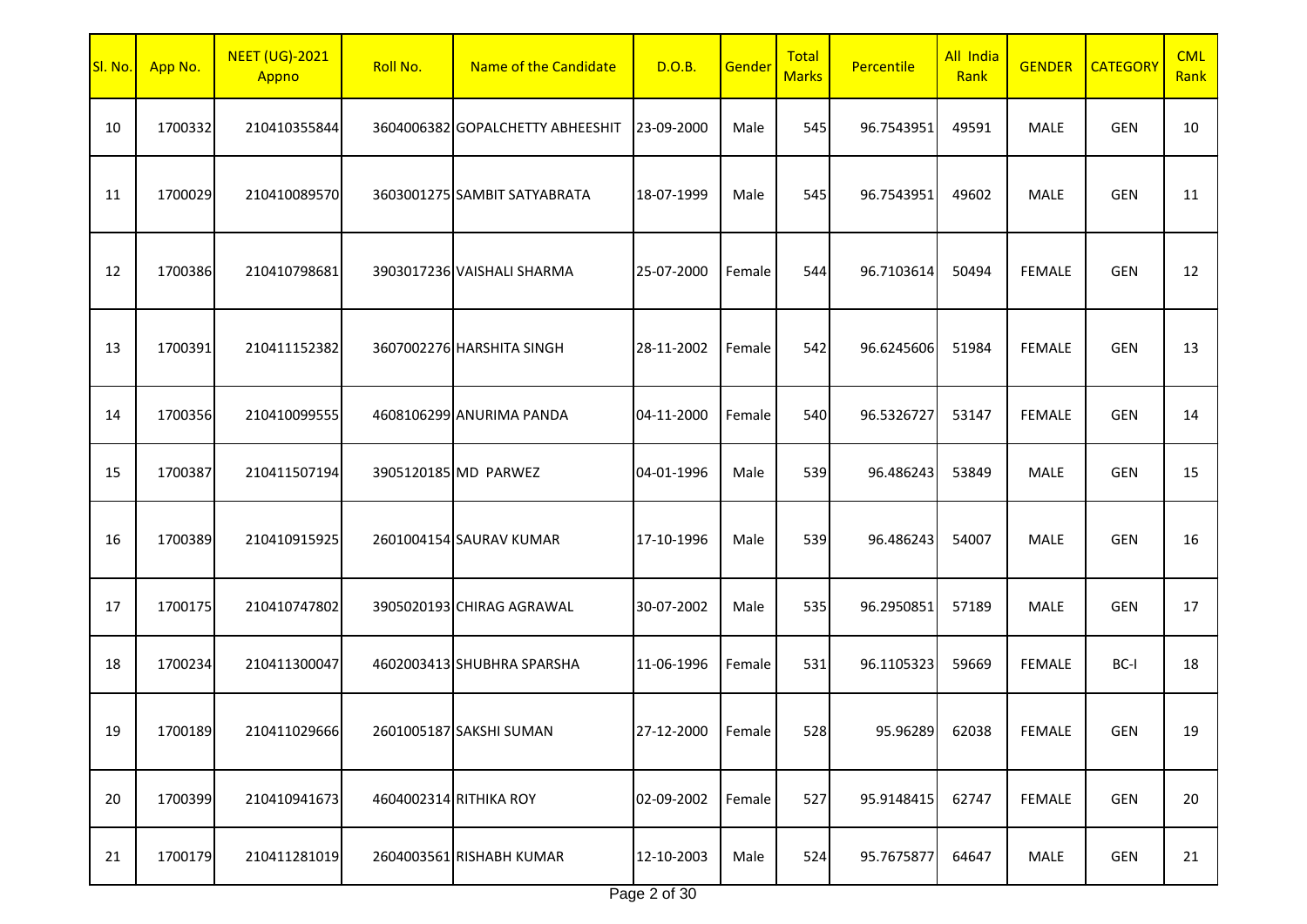| Sl. No. | App No. | NEET (UG)-2021 Appno | Roll No. | Name of the Candidate | D.O.B. | Gender | Total Marks | Percentile | All India Rank | GENDER | CATEGORY | CML Rank |
|---|---|---|---|---|---|---|---|---|---|---|---|---|
| 10 | 1700332 | 210410355844 | 3604006382 | GOPALCHETTY ABHEESHIT | 23-09-2000 | Male | 545 | 96.7543951 | 49591 | MALE | GEN | 10 |
| 11 | 1700029 | 210410089570 | 3603001275 | SAMBIT SATYABRATA | 18-07-1999 | Male | 545 | 96.7543951 | 49602 | MALE | GEN | 11 |
| 12 | 1700386 | 210410798681 | 3903017236 | VAISHALI SHARMA | 25-07-2000 | Female | 544 | 96.7103614 | 50494 | FEMALE | GEN | 12 |
| 13 | 1700391 | 210411152382 | 3607002276 | HARSHITA SINGH | 28-11-2002 | Female | 542 | 96.6245606 | 51984 | FEMALE | GEN | 13 |
| 14 | 1700356 | 210410099555 | 4608106299 | ANURIMA PANDA | 04-11-2000 | Female | 540 | 96.5326727 | 53147 | FEMALE | GEN | 14 |
| 15 | 1700387 | 210411507194 | 3905120185 | MD PARWEZ | 04-01-1996 | Male | 539 | 96.486243 | 53849 | MALE | GEN | 15 |
| 16 | 1700389 | 210410915925 | 2601004154 | SAURAV KUMAR | 17-10-1996 | Male | 539 | 96.486243 | 54007 | MALE | GEN | 16 |
| 17 | 1700175 | 210410747802 | 3905020193 | CHIRAG AGRAWAL | 30-07-2002 | Male | 535 | 96.2950851 | 57189 | MALE | GEN | 17 |
| 18 | 1700234 | 210411300047 | 4602003413 | SHUBHRA SPARSHA | 11-06-1996 | Female | 531 | 96.1105323 | 59669 | FEMALE | BC-I | 18 |
| 19 | 1700189 | 210411029666 | 2601005187 | SAKSHI SUMAN | 27-12-2000 | Female | 528 | 95.96289 | 62038 | FEMALE | GEN | 19 |
| 20 | 1700399 | 210410941673 | 4604002314 | RITHIKA ROY | 02-09-2002 | Female | 527 | 95.9148415 | 62747 | FEMALE | GEN | 20 |
| 21 | 1700179 | 210411281019 | 2604003561 | RISHABH KUMAR | 12-10-2003 | Male | 524 | 95.7675877 | 64647 | MALE | GEN | 21 |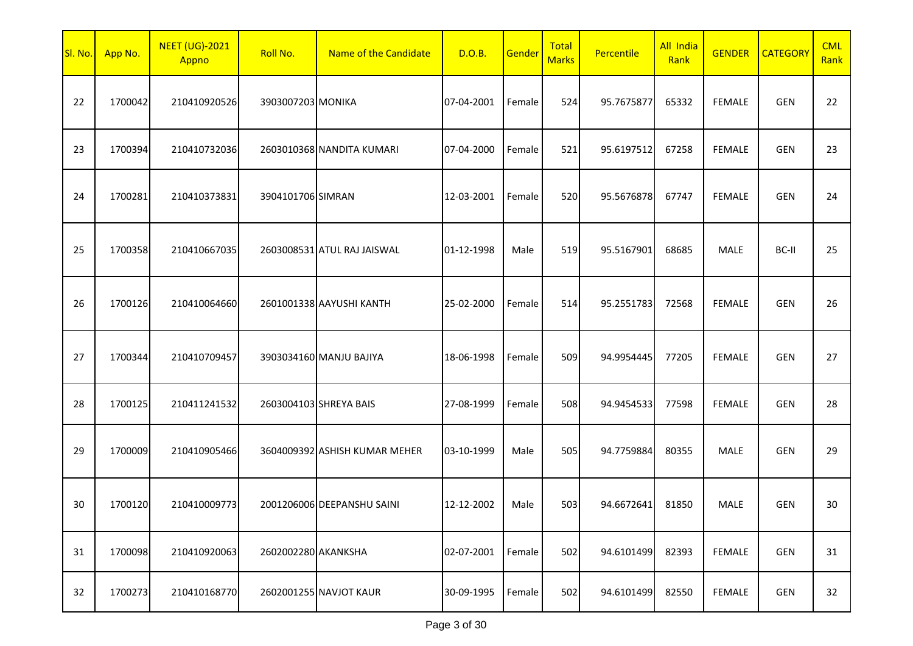| Sl. No. | App No. | NEET (UG)-2021 Appno | Roll No. | Name of the Candidate | D.O.B. | Gender | Total Marks | Percentile | All India Rank | GENDER | CATEGORY | CML Rank |
|---|---|---|---|---|---|---|---|---|---|---|---|---|
| 22 | 1700042 | 210410920526 | 3903007203 | MONIKA | 07-04-2001 | Female | 524 | 95.7675877 | 65332 | FEMALE | GEN | 22 |
| 23 | 1700394 | 210410732036 | 2603010368 | NANDITA KUMARI | 07-04-2000 | Female | 521 | 95.6197512 | 67258 | FEMALE | GEN | 23 |
| 24 | 1700281 | 210410373831 | 3904101706 | SIMRAN | 12-03-2001 | Female | 520 | 95.5676878 | 67747 | FEMALE | GEN | 24 |
| 25 | 1700358 | 210410667035 | 2603008531 | ATUL RAJ JAISWAL | 01-12-1998 | Male | 519 | 95.5167901 | 68685 | MALE | BC-II | 25 |
| 26 | 1700126 | 210410064660 | 2601001338 | AAYUSHI KANTH | 25-02-2000 | Female | 514 | 95.2551783 | 72568 | FEMALE | GEN | 26 |
| 27 | 1700344 | 210410709457 | 3903034160 | MANJU BAJIYA | 18-06-1998 | Female | 509 | 94.9954445 | 77205 | FEMALE | GEN | 27 |
| 28 | 1700125 | 210411241532 | 2603004103 | SHREYA BAIS | 27-08-1999 | Female | 508 | 94.9454533 | 77598 | FEMALE | GEN | 28 |
| 29 | 1700009 | 210410905466 | 3604009392 | ASHISH KUMAR MEHER | 03-10-1999 | Male | 505 | 94.7759884 | 80355 | MALE | GEN | 29 |
| 30 | 1700120 | 210410009773 | 2001206006 | DEEPANSHU SAINI | 12-12-2002 | Male | 503 | 94.6672641 | 81850 | MALE | GEN | 30 |
| 31 | 1700098 | 210410920063 | 2602002280 | AKANKSHA | 02-07-2001 | Female | 502 | 94.6101499 | 82393 | FEMALE | GEN | 31 |
| 32 | 1700273 | 210410168770 | 2602001255 | NAVJOT KAUR | 30-09-1995 | Female | 502 | 94.6101499 | 82550 | FEMALE | GEN | 32 |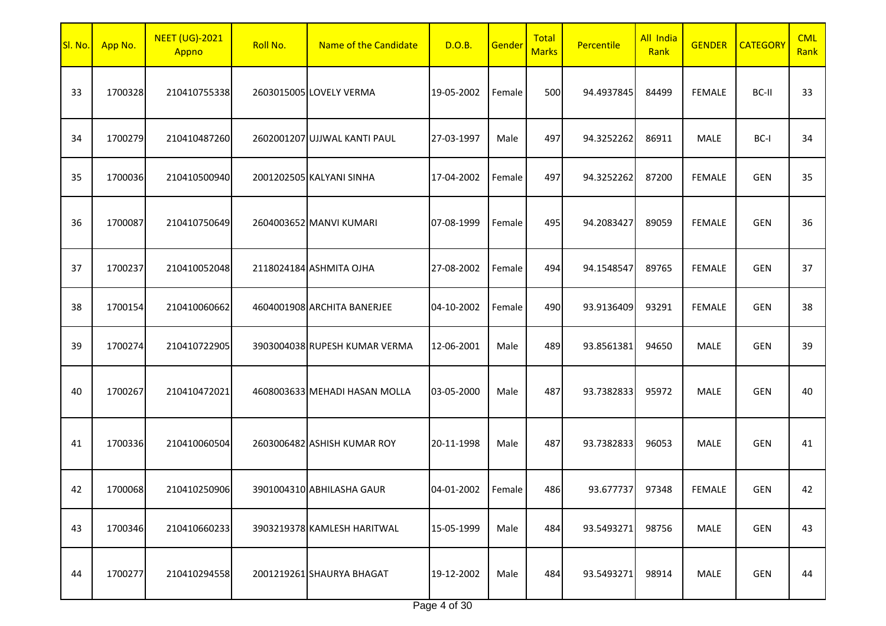| Sl. No. | App No. | NEET (UG)-2021 Appno | Roll No. | Name of the Candidate | D.O.B. | Gender | Total Marks | Percentile | All India Rank | GENDER | CATEGORY | CML Rank |
|---|---|---|---|---|---|---|---|---|---|---|---|---|
| 33 | 1700328 | 210410755338 | 2603015005 | LOVELY VERMA | 19-05-2002 | Female | 500 | 94.4937845 | 84499 | FEMALE | BC-II | 33 |
| 34 | 1700279 | 210410487260 | 2602001207 | UJJWAL KANTI PAUL | 27-03-1997 | Male | 497 | 94.3252262 | 86911 | MALE | BC-I | 34 |
| 35 | 1700036 | 210410500940 | 2001202505 | KALYANI SINHA | 17-04-2002 | Female | 497 | 94.3252262 | 87200 | FEMALE | GEN | 35 |
| 36 | 1700087 | 210410750649 | 2604003652 | MANVI KUMARI | 07-08-1999 | Female | 495 | 94.2083427 | 89059 | FEMALE | GEN | 36 |
| 37 | 1700237 | 210410052048 | 2118024184 | ASHMITA OJHA | 27-08-2002 | Female | 494 | 94.1548547 | 89765 | FEMALE | GEN | 37 |
| 38 | 1700154 | 210410060662 | 4604001908 | ARCHITA BANERJEE | 04-10-2002 | Female | 490 | 93.9136409 | 93291 | FEMALE | GEN | 38 |
| 39 | 1700274 | 210410722905 | 3903004038 | RUPESH KUMAR VERMA | 12-06-2001 | Male | 489 | 93.8561381 | 94650 | MALE | GEN | 39 |
| 40 | 1700267 | 210410472021 | 4608003633 | MEHADI HASAN MOLLA | 03-05-2000 | Male | 487 | 93.7382833 | 95972 | MALE | GEN | 40 |
| 41 | 1700336 | 210410060504 | 2603006482 | ASHISH KUMAR ROY | 20-11-1998 | Male | 487 | 93.7382833 | 96053 | MALE | GEN | 41 |
| 42 | 1700068 | 210410250906 | 3901004310 | ABHILASHA GAUR | 04-01-2002 | Female | 486 | 93.677737 | 97348 | FEMALE | GEN | 42 |
| 43 | 1700346 | 210410660233 | 3903219378 | KAMLESH HARITWAL | 15-05-1999 | Male | 484 | 93.5493271 | 98756 | MALE | GEN | 43 |
| 44 | 1700277 | 210410294558 | 2001219261 | SHAURYA BHAGAT | 19-12-2002 | Male | 484 | 93.5493271 | 98914 | MALE | GEN | 44 |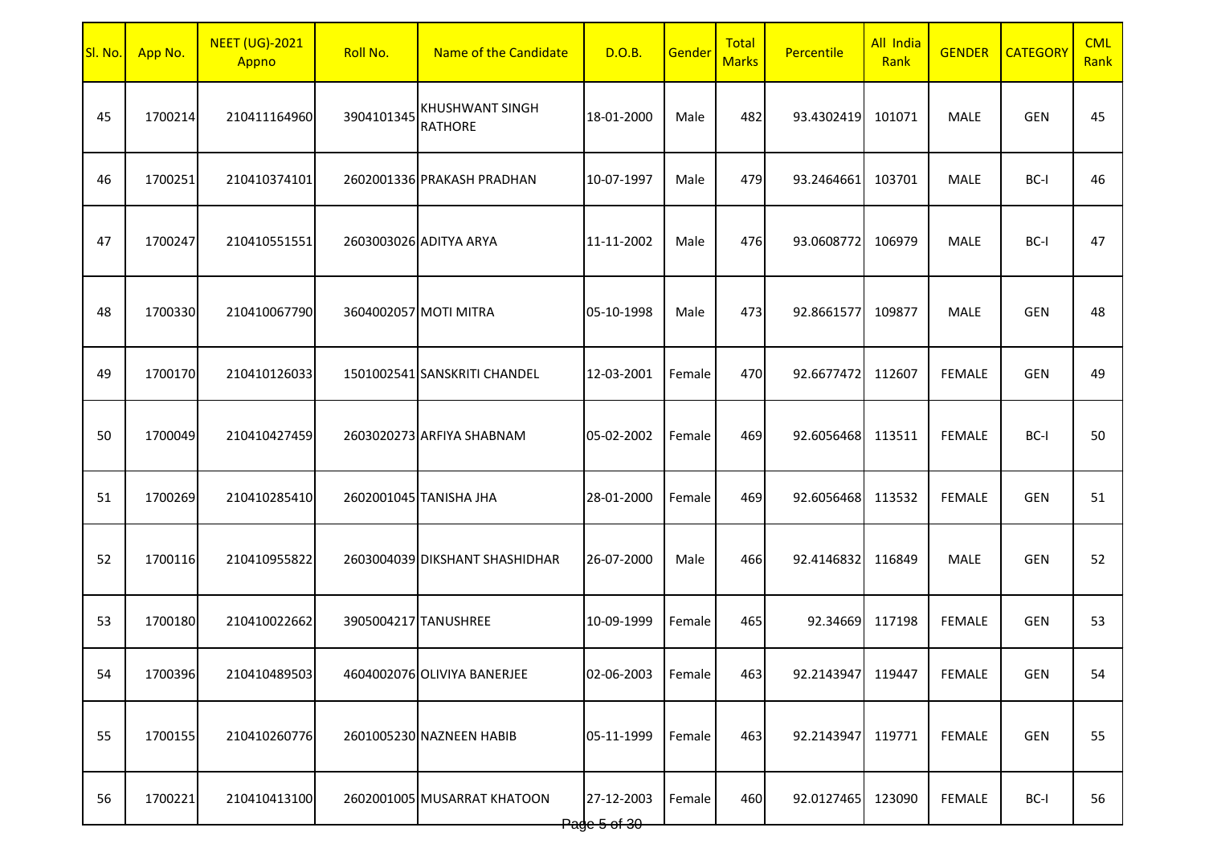| Sl. No. | App No. | NEET (UG)-2021 Appno | Roll No. | Name of the Candidate | D.O.B. | Gender | Total Marks | Percentile | All India Rank | GENDER | CATEGORY | CML Rank |
|---|---|---|---|---|---|---|---|---|---|---|---|---|
| 45 | 1700214 | 210411164960 | 3904101345 | KHUSHWANT SINGH RATHORE | 18-01-2000 | Male | 482 | 93.4302419 | 101071 | MALE | GEN | 45 |
| 46 | 1700251 | 210410374101 | 2602001336 | PRAKASH PRADHAN | 10-07-1997 | Male | 479 | 93.2464661 | 103701 | MALE | BC-I | 46 |
| 47 | 1700247 | 210410551551 | 2603003026 | ADITYA ARYA | 11-11-2002 | Male | 476 | 93.0608772 | 106979 | MALE | BC-I | 47 |
| 48 | 1700330 | 210410067790 | 3604002057 | MOTI MITRA | 05-10-1998 | Male | 473 | 92.8661577 | 109877 | MALE | GEN | 48 |
| 49 | 1700170 | 210410126033 | 1501002541 | SANSKRITI CHANDEL | 12-03-2001 | Female | 470 | 92.6677472 | 112607 | FEMALE | GEN | 49 |
| 50 | 1700049 | 210410427459 | 2603020273 | ARFIYA SHABNAM | 05-02-2002 | Female | 469 | 92.6056468 | 113511 | FEMALE | BC-I | 50 |
| 51 | 1700269 | 210410285410 | 2602001045 | TANISHA JHA | 28-01-2000 | Female | 469 | 92.6056468 | 113532 | FEMALE | GEN | 51 |
| 52 | 1700116 | 210410955822 | 2603004039 | DIKSHANT SHASHIDHAR | 26-07-2000 | Male | 466 | 92.4146832 | 116849 | MALE | GEN | 52 |
| 53 | 1700180 | 210410022662 | 3905004217 | TANUSHREE | 10-09-1999 | Female | 465 | 92.34669 | 117198 | FEMALE | GEN | 53 |
| 54 | 1700396 | 210410489503 | 4604002076 | OLIVIYA BANERJEE | 02-06-2003 | Female | 463 | 92.2143947 | 119447 | FEMALE | GEN | 54 |
| 55 | 1700155 | 210410260776 | 2601005230 | NAZNEEN HABIB | 05-11-1999 | Female | 463 | 92.2143947 | 119771 | FEMALE | GEN | 55 |
| 56 | 1700221 | 210410413100 | 2602001005 | MUSARRAT KHATOON | 27-12-2003 | Female | 460 | 92.0127465 | 123090 | FEMALE | BC-I | 56 |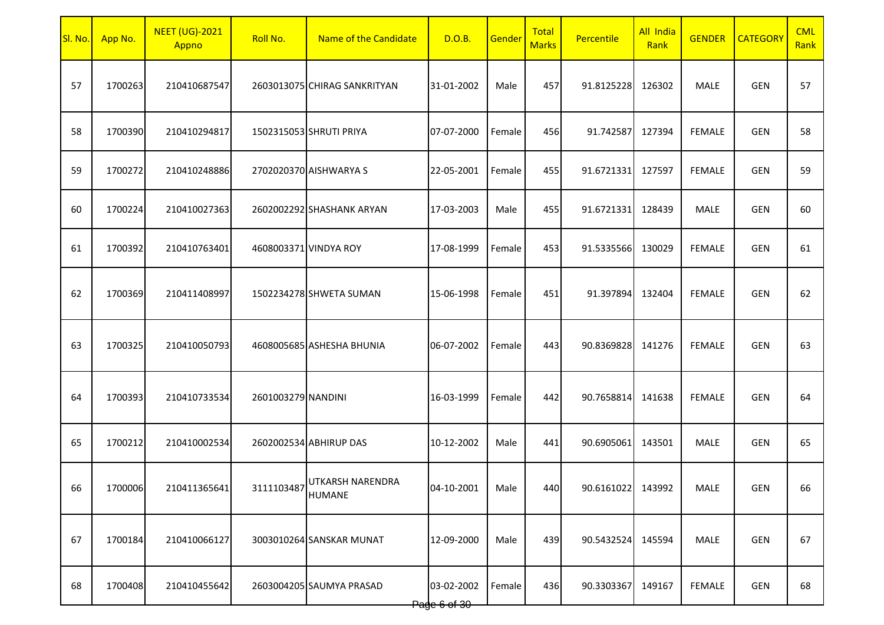| Sl. No. | App No. | NEET (UG)-2021 Appno | Roll No. | Name of the Candidate | D.O.B. | Gender | Total Marks | Percentile | All India Rank | GENDER | CATEGORY | CML Rank |
|---|---|---|---|---|---|---|---|---|---|---|---|---|
| 57 | 1700263 | 210410687547 | 2603013075 | CHIRAG SANKRITYAN | 31-01-2002 | Male | 457 | 91.8125228 | 126302 | MALE | GEN | 57 |
| 58 | 1700390 | 210410294817 | 1502315053 | SHRUTI PRIYA | 07-07-2000 | Female | 456 | 91.742587 | 127394 | FEMALE | GEN | 58 |
| 59 | 1700272 | 210410248886 | 2702020370 | AISHWARYA S | 22-05-2001 | Female | 455 | 91.6721331 | 127597 | FEMALE | GEN | 59 |
| 60 | 1700224 | 210410027363 | 2602002292 | SHASHANK ARYAN | 17-03-2003 | Male | 455 | 91.6721331 | 128439 | MALE | GEN | 60 |
| 61 | 1700392 | 210410763401 | 4608003371 | VINDYA ROY | 17-08-1999 | Female | 453 | 91.5335566 | 130029 | FEMALE | GEN | 61 |
| 62 | 1700369 | 210411408997 | 1502234278 | SHWETA SUMAN | 15-06-1998 | Female | 451 | 91.397894 | 132404 | FEMALE | GEN | 62 |
| 63 | 1700325 | 210410050793 | 4608005685 | ASHESHA BHUNIA | 06-07-2002 | Female | 443 | 90.8369828 | 141276 | FEMALE | GEN | 63 |
| 64 | 1700393 | 210410733534 | 2601003279 | NANDINI | 16-03-1999 | Female | 442 | 90.7658814 | 141638 | FEMALE | GEN | 64 |
| 65 | 1700212 | 210410002534 | 2602002534 | ABHIRUP DAS | 10-12-2002 | Male | 441 | 90.6905061 | 143501 | MALE | GEN | 65 |
| 66 | 1700006 | 210411365641 | 3111103487 | UTKARSH NARENDRA HUMANE | 04-10-2001 | Male | 440 | 90.6161022 | 143992 | MALE | GEN | 66 |
| 67 | 1700184 | 210410066127 | 3003010264 | SANSKAR MUNAT | 12-09-2000 | Male | 439 | 90.5432524 | 145594 | MALE | GEN | 67 |
| 68 | 1700408 | 210410455642 | 2603004205 | SAUMYA PRASAD | 03-02-2002 | Female | 436 | 90.3303367 | 149167 | FEMALE | GEN | 68 |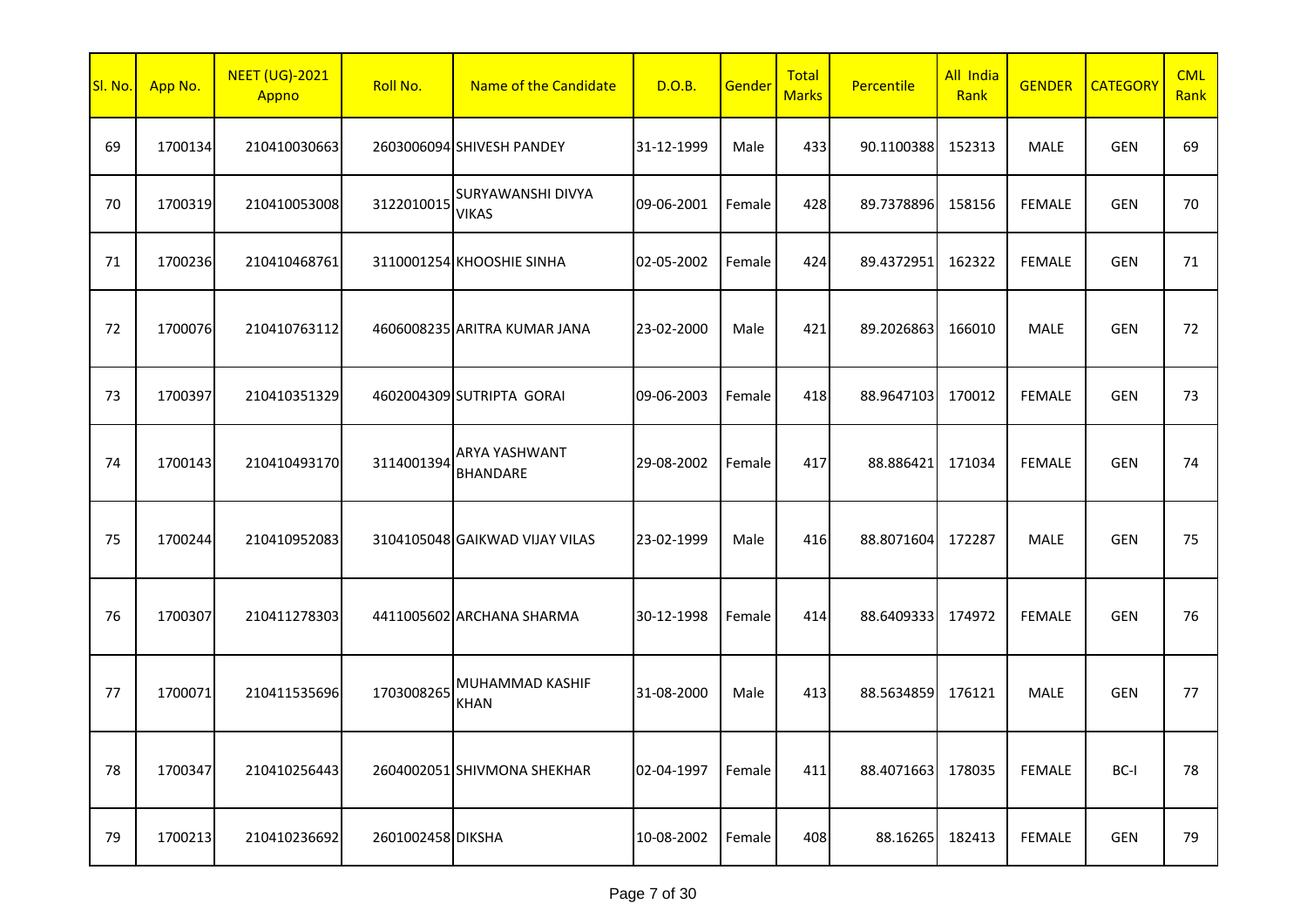| Sl. No. | App No. | NEET (UG)-2021 Appno | Roll No. | Name of the Candidate | D.O.B. | Gender | Total Marks | Percentile | All India Rank | GENDER | CATEGORY | CML Rank |
|---|---|---|---|---|---|---|---|---|---|---|---|---|
| 69 | 1700134 | 210410030663 | 2603006094 | SHIVESH PANDEY | 31-12-1999 | Male | 433 | 90.1100388 | 152313 | MALE | GEN | 69 |
| 70 | 1700319 | 210410053008 | 3122010015 | SURYAWANSHI DIVYA VIKAS | 09-06-2001 | Female | 428 | 89.7378896 | 158156 | FEMALE | GEN | 70 |
| 71 | 1700236 | 210410468761 | 3110001254 | KHOOSHIE SINHA | 02-05-2002 | Female | 424 | 89.4372951 | 162322 | FEMALE | GEN | 71 |
| 72 | 1700076 | 210410763112 | 4606008235 | ARITRA KUMAR JANA | 23-02-2000 | Male | 421 | 89.2026863 | 166010 | MALE | GEN | 72 |
| 73 | 1700397 | 210410351329 | 4602004309 | SUTRIPTA GORAI | 09-06-2003 | Female | 418 | 88.9647103 | 170012 | FEMALE | GEN | 73 |
| 74 | 1700143 | 210410493170 | 3114001394 | ARYA YASHWANT BHANDARE | 29-08-2002 | Female | 417 | 88.886421 | 171034 | FEMALE | GEN | 74 |
| 75 | 1700244 | 210410952083 | 3104105048 | GAIKWAD VIJAY VILAS | 23-02-1999 | Male | 416 | 88.8071604 | 172287 | MALE | GEN | 75 |
| 76 | 1700307 | 210411278303 | 4411005602 | ARCHANA SHARMA | 30-12-1998 | Female | 414 | 88.6409333 | 174972 | FEMALE | GEN | 76 |
| 77 | 1700071 | 210411535696 | 1703008265 | MUHAMMAD KASHIF KHAN | 31-08-2000 | Male | 413 | 88.5634859 | 176121 | MALE | GEN | 77 |
| 78 | 1700347 | 210410256443 | 2604002051 | SHIVMONA SHEKHAR | 02-04-1997 | Female | 411 | 88.4071663 | 178035 | FEMALE | BC-I | 78 |
| 79 | 1700213 | 210410236692 | 2601002458 | DIKSHA | 10-08-2002 | Female | 408 | 88.16265 | 182413 | FEMALE | GEN | 79 |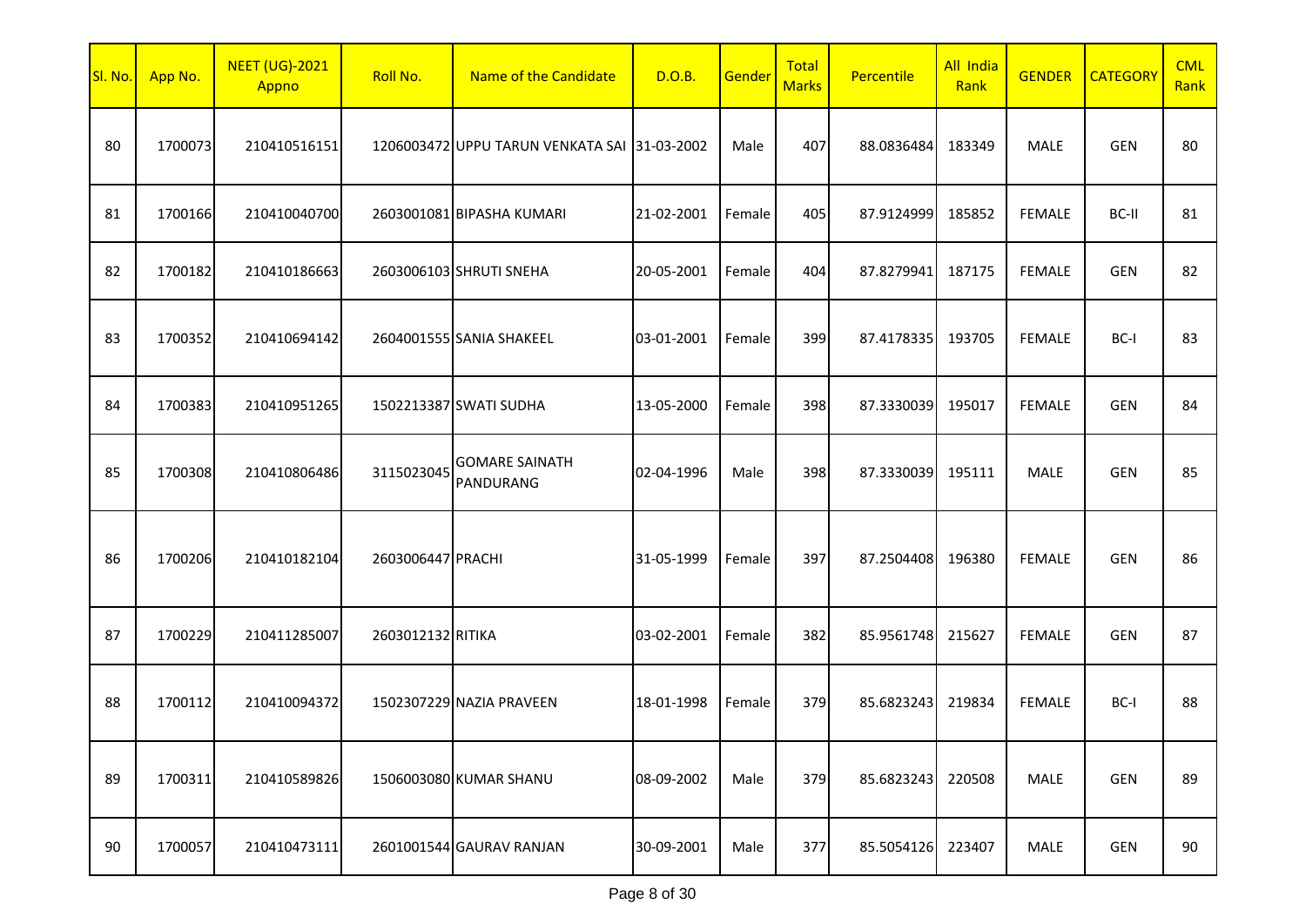| Sl. No. | App No. | NEET (UG)-2021 Appno | Roll No. | Name of the Candidate | D.O.B. | Gender | Total Marks | Percentile | All India Rank | GENDER | CATEGORY | CML Rank |
|---|---|---|---|---|---|---|---|---|---|---|---|---|
| 80 | 1700073 | 210410516151 | 1206003472 | UPPU TARUN VENKATA SAI | 31-03-2002 | Male | 407 | 88.0836484 | 183349 | MALE | GEN | 80 |
| 81 | 1700166 | 210410040700 | 2603001081 | BIPASHA KUMARI | 21-02-2001 | Female | 405 | 87.9124999 | 185852 | FEMALE | BC-II | 81 |
| 82 | 1700182 | 210410186663 | 2603006103 | SHRUTI SNEHA | 20-05-2001 | Female | 404 | 87.8279941 | 187175 | FEMALE | GEN | 82 |
| 83 | 1700352 | 210410694142 | 2604001555 | SANIA SHAKEEL | 03-01-2001 | Female | 399 | 87.4178335 | 193705 | FEMALE | BC-I | 83 |
| 84 | 1700383 | 210410951265 | 1502213387 | SWATI SUDHA | 13-05-2000 | Female | 398 | 87.3330039 | 195017 | FEMALE | GEN | 84 |
| 85 | 1700308 | 210410806486 | 3115023045 | GOMARE SAINATH PANDURANG | 02-04-1996 | Male | 398 | 87.3330039 | 195111 | MALE | GEN | 85 |
| 86 | 1700206 | 210410182104 | 2603006447 | PRACHI | 31-05-1999 | Female | 397 | 87.2504408 | 196380 | FEMALE | GEN | 86 |
| 87 | 1700229 | 210411285007 | 2603012132 | RITIKA | 03-02-2001 | Female | 382 | 85.9561748 | 215627 | FEMALE | GEN | 87 |
| 88 | 1700112 | 210410094372 | 1502307229 | NAZIA PRAVEEN | 18-01-1998 | Female | 379 | 85.6823243 | 219834 | FEMALE | BC-I | 88 |
| 89 | 1700311 | 210410589826 | 1506003080 | KUMAR SHANU | 08-09-2002 | Male | 379 | 85.6823243 | 220508 | MALE | GEN | 89 |
| 90 | 1700057 | 210410473111 | 2601001544 | GAURAV RANJAN | 30-09-2001 | Male | 377 | 85.5054126 | 223407 | MALE | GEN | 90 |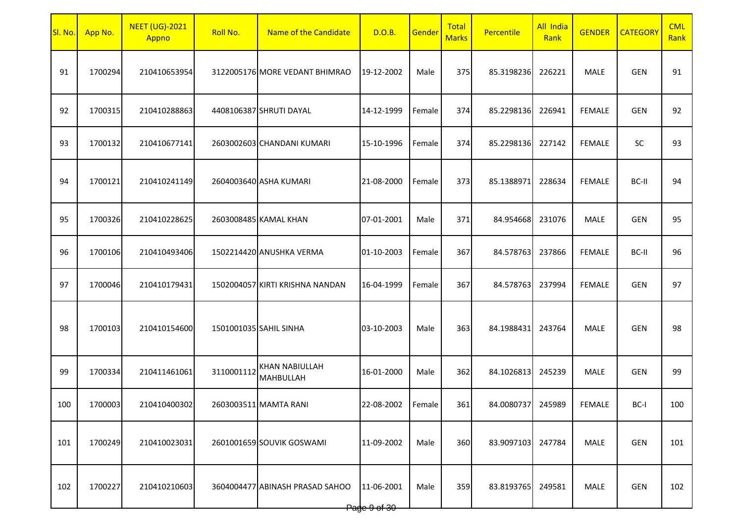| Sl. No. | App No. | NEET (UG)-2021 Appno | Roll No. | Name of the Candidate | D.O.B. | Gender | Total Marks | Percentile | All India Rank | GENDER | CATEGORY | CML Rank |
|---|---|---|---|---|---|---|---|---|---|---|---|---|
| 91 | 1700294 | 210410653954 | 3122005176 | MORE VEDANT BHIMRAO | 19-12-2002 | Male | 375 | 85.3198236 | 226221 | MALE | GEN | 91 |
| 92 | 1700315 | 210410288863 | 4408106387 | SHRUTI DAYAL | 14-12-1999 | Female | 374 | 85.2298136 | 226941 | FEMALE | GEN | 92 |
| 93 | 1700132 | 210410677141 | 2603002603 | CHANDANI KUMARI | 15-10-1996 | Female | 374 | 85.2298136 | 227142 | FEMALE | SC | 93 |
| 94 | 1700121 | 210410241149 | 2604003640 | ASHA KUMARI | 21-08-2000 | Female | 373 | 85.1388971 | 228634 | FEMALE | BC-II | 94 |
| 95 | 1700326 | 210410228625 | 2603008485 | KAMAL KHAN | 07-01-2001 | Male | 371 | 84.954668 | 231076 | MALE | GEN | 95 |
| 96 | 1700106 | 210410493406 | 1502214420 | ANUSHKA VERMA | 01-10-2003 | Female | 367 | 84.578763 | 237866 | FEMALE | BC-II | 96 |
| 97 | 1700046 | 210410179431 | 1502004057 | KIRTI KRISHNA NANDAN | 16-04-1999 | Female | 367 | 84.578763 | 237994 | FEMALE | GEN | 97 |
| 98 | 1700103 | 210410154600 | 1501001035 | SAHIL SINHA | 03-10-2003 | Male | 363 | 84.1988431 | 243764 | MALE | GEN | 98 |
| 99 | 1700334 | 210411461061 | 3110001112 | KHAN NABIULLAH MAHBULLAH | 16-01-2000 | Male | 362 | 84.1026813 | 245239 | MALE | GEN | 99 |
| 100 | 1700003 | 210410400302 | 2603003511 | MAMTA RANI | 22-08-2002 | Female | 361 | 84.0080737 | 245989 | FEMALE | BC-I | 100 |
| 101 | 1700249 | 210410023031 | 2601001659 | SOUVIK GOSWAMI | 11-09-2002 | Male | 360 | 83.9097103 | 247784 | MALE | GEN | 101 |
| 102 | 1700227 | 210410210603 | 3604004477 | ABINASH PRASAD SAHOO | 11-06-2001 | Male | 359 | 83.8193765 | 249581 | MALE | GEN | 102 |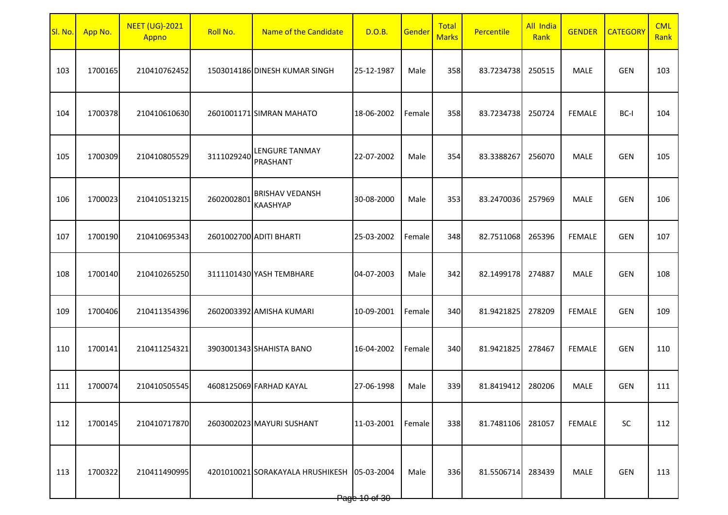| Sl. No. | App No. | NEET (UG)-2021 Appno | Roll No. | Name of the Candidate | D.O.B. | Gender | Total Marks | Percentile | All India Rank | GENDER | CATEGORY | CML Rank |
|---|---|---|---|---|---|---|---|---|---|---|---|---|
| 103 | 1700165 | 210410762452 | 1503014186 | DINESH KUMAR SINGH | 25-12-1987 | Male | 358 | 83.7234738 | 250515 | MALE | GEN | 103 |
| 104 | 1700378 | 210410610630 | 2601001171 | SIMRAN MAHATO | 18-06-2002 | Female | 358 | 83.7234738 | 250724 | FEMALE | BC-I | 104 |
| 105 | 1700309 | 210410805529 | 3111029240 | LENGURE TANMAY PRASHANT | 22-07-2002 | Male | 354 | 83.3388267 | 256070 | MALE | GEN | 105 |
| 106 | 1700023 | 210410513215 | 2602002801 | BRISHAV VEDANSH KAASHYAP | 30-08-2000 | Male | 353 | 83.2470036 | 257969 | MALE | GEN | 106 |
| 107 | 1700190 | 210410695343 | 2601002700 | ADITI BHARTI | 25-03-2002 | Female | 348 | 82.7511068 | 265396 | FEMALE | GEN | 107 |
| 108 | 1700140 | 210410265250 | 3111101430 | YASH TEMBHARE | 04-07-2003 | Male | 342 | 82.1499178 | 274887 | MALE | GEN | 108 |
| 109 | 1700406 | 210411354396 | 2602003392 | AMISHA KUMARI | 10-09-2001 | Female | 340 | 81.9421825 | 278209 | FEMALE | GEN | 109 |
| 110 | 1700141 | 210411254321 | 3903001343 | SHAHISTA BANO | 16-04-2002 | Female | 340 | 81.9421825 | 278467 | FEMALE | GEN | 110 |
| 111 | 1700074 | 210410505545 | 4608125069 | FARHAD KAYAL | 27-06-1998 | Male | 339 | 81.8419412 | 280206 | MALE | GEN | 111 |
| 112 | 1700145 | 210410717870 | 2603002023 | MAYURI SUSHANT | 11-03-2001 | Female | 338 | 81.7481106 | 281057 | FEMALE | SC | 112 |
| 113 | 1700322 | 210411490995 | 4201010021 | SORAKAYALA HRUSHIKESH | 05-03-2004 | Male | 336 | 81.5506714 | 283439 | MALE | GEN | 113 |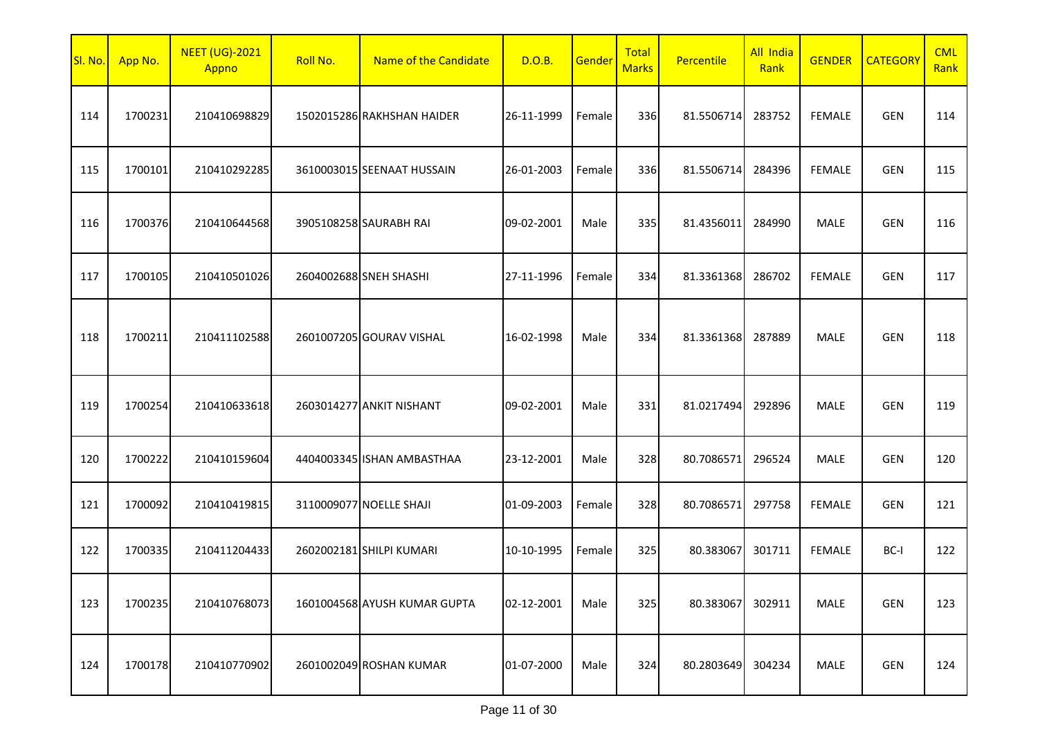| Sl. No. | App No. | NEET (UG)-2021 Appno | Roll No. | Name of the Candidate | D.O.B. | Gender | Total Marks | Percentile | All India Rank | GENDER | CATEGORY | CML Rank |
|---|---|---|---|---|---|---|---|---|---|---|---|---|
| 114 | 1700231 | 210410698829 | 1502015286 | RAKHSHAN HAIDER | 26-11-1999 | Female | 336 | 81.5506714 | 283752 | FEMALE | GEN | 114 |
| 115 | 1700101 | 210410292285 | 3610003015 | SEENAAT HUSSAIN | 26-01-2003 | Female | 336 | 81.5506714 | 284396 | FEMALE | GEN | 115 |
| 116 | 1700376 | 210410644568 | 3905108258 | SAURABH RAI | 09-02-2001 | Male | 335 | 81.4356011 | 284990 | MALE | GEN | 116 |
| 117 | 1700105 | 210410501026 | 2604002688 | SNEH SHASHI | 27-11-1996 | Female | 334 | 81.3361368 | 286702 | FEMALE | GEN | 117 |
| 118 | 1700211 | 210411102588 | 2601007205 | GOURAV VISHAL | 16-02-1998 | Male | 334 | 81.3361368 | 287889 | MALE | GEN | 118 |
| 119 | 1700254 | 210410633618 | 2603014277 | ANKIT NISHANT | 09-02-2001 | Male | 331 | 81.0217494 | 292896 | MALE | GEN | 119 |
| 120 | 1700222 | 210410159604 | 4404003345 | ISHAN AMBASTHAA | 23-12-2001 | Male | 328 | 80.7086571 | 296524 | MALE | GEN | 120 |
| 121 | 1700092 | 210410419815 | 3110009077 | NOELLE SHAJI | 01-09-2003 | Female | 328 | 80.7086571 | 297758 | FEMALE | GEN | 121 |
| 122 | 1700335 | 210411204433 | 2602002181 | SHILPI KUMARI | 10-10-1995 | Female | 325 | 80.383067 | 301711 | FEMALE | BC-I | 122 |
| 123 | 1700235 | 210410768073 | 1601004568 | AYUSH KUMAR GUPTA | 02-12-2001 | Male | 325 | 80.383067 | 302911 | MALE | GEN | 123 |
| 124 | 1700178 | 210410770902 | 2601002049 | ROSHAN KUMAR | 01-07-2000 | Male | 324 | 80.2803649 | 304234 | MALE | GEN | 124 |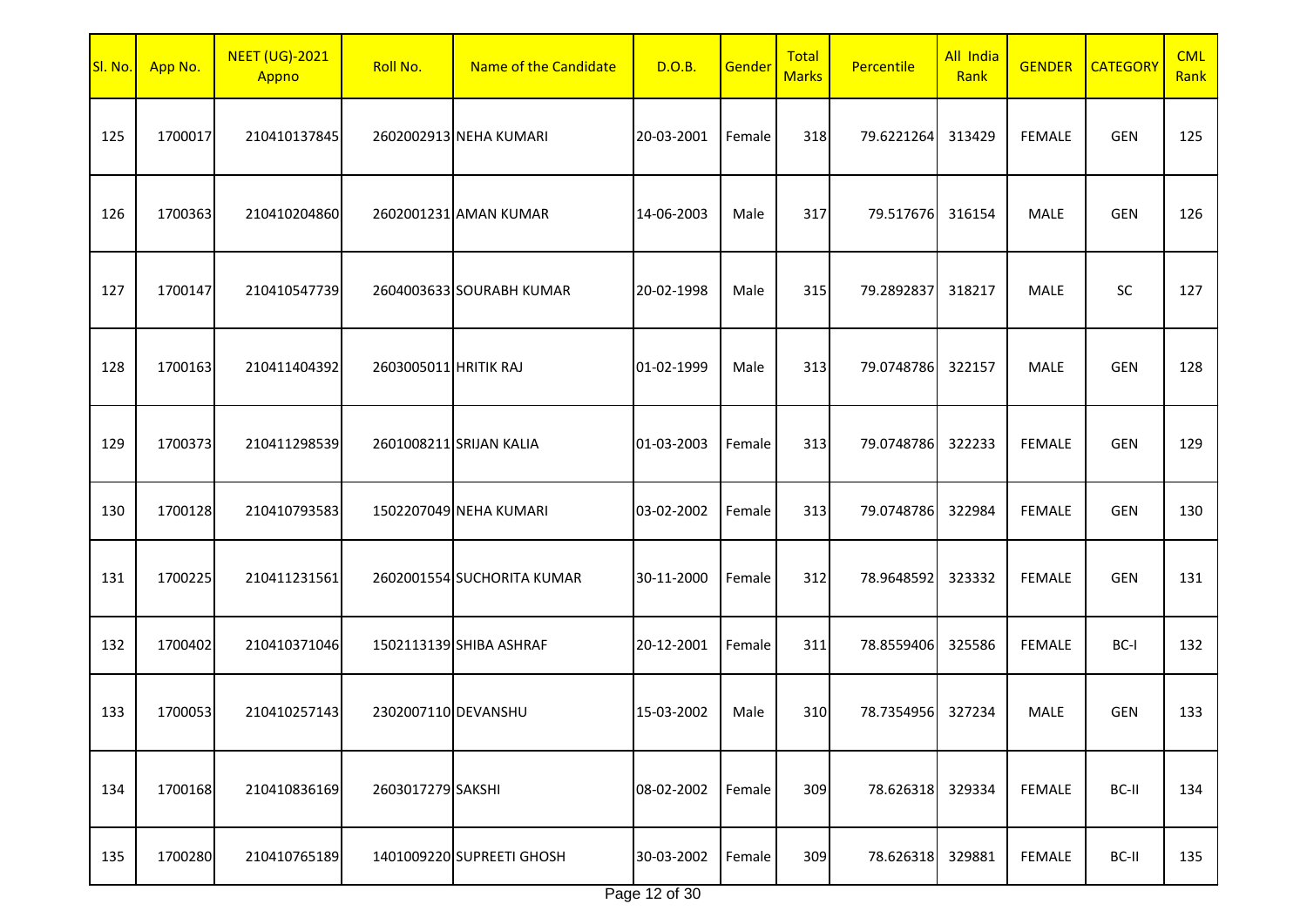| Sl. No. | App No. | NEET (UG)-2021 Appno | Roll No. | Name of the Candidate | D.O.B. | Gender | Total Marks | Percentile | All India Rank | GENDER | CATEGORY | CML Rank |
|---|---|---|---|---|---|---|---|---|---|---|---|---|
| 125 | 1700017 | 210410137845 | 2602002913 | NEHA KUMARI | 20-03-2001 | Female | 318 | 79.6221264 | 313429 | FEMALE | GEN | 125 |
| 126 | 1700363 | 210410204860 | 2602001231 | AMAN KUMAR | 14-06-2003 | Male | 317 | 79.517676 | 316154 | MALE | GEN | 126 |
| 127 | 1700147 | 210410547739 | 2604003633 | SOURABH KUMAR | 20-02-1998 | Male | 315 | 79.2892837 | 318217 | MALE | SC | 127 |
| 128 | 1700163 | 210411404392 | 2603005011 | HRITIK RAJ | 01-02-1999 | Male | 313 | 79.0748786 | 322157 | MALE | GEN | 128 |
| 129 | 1700373 | 210411298539 | 2601008211 | SRIJAN KALIA | 01-03-2003 | Female | 313 | 79.0748786 | 322233 | FEMALE | GEN | 129 |
| 130 | 1700128 | 210410793583 | 1502207049 | NEHA KUMARI | 03-02-2002 | Female | 313 | 79.0748786 | 322984 | FEMALE | GEN | 130 |
| 131 | 1700225 | 210411231561 | 2602001554 | SUCHORITA KUMAR | 30-11-2000 | Female | 312 | 78.9648592 | 323332 | FEMALE | GEN | 131 |
| 132 | 1700402 | 210410371046 | 1502113139 | SHIBA ASHRAF | 20-12-2001 | Female | 311 | 78.8559406 | 325586 | FEMALE | BC-I | 132 |
| 133 | 1700053 | 210410257143 | 2302007110 | DEVANSHU | 15-03-2002 | Male | 310 | 78.7354956 | 327234 | MALE | GEN | 133 |
| 134 | 1700168 | 210410836169 | 2603017279 | SAKSHI | 08-02-2002 | Female | 309 | 78.626318 | 329334 | FEMALE | BC-II | 134 |
| 135 | 1700280 | 210410765189 | 1401009220 | SUPREETI GHOSH | 30-03-2002 | Female | 309 | 78.626318 | 329881 | FEMALE | BC-II | 135 |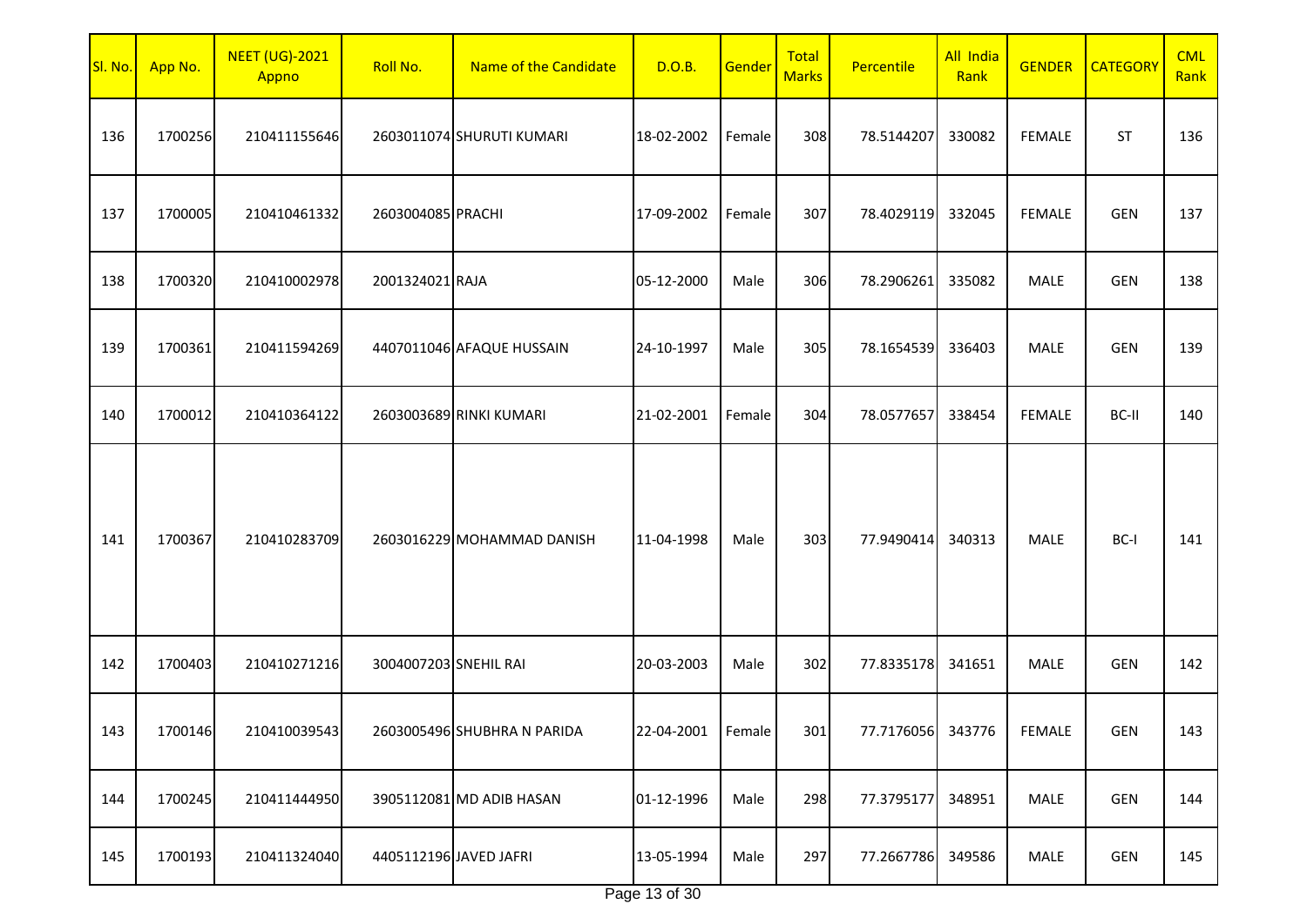| Sl. No. | App No. | NEET (UG)-2021 Appno | Roll No. | Name of the Candidate | D.O.B. | Gender | Total Marks | Percentile | All India Rank | GENDER | CATEGORY | CML Rank |
|---|---|---|---|---|---|---|---|---|---|---|---|---|
| 136 | 1700256 | 210411155646 | 2603011074 | SHURUTI KUMARI | 18-02-2002 | Female | 308 | 78.5144207 | 330082 | FEMALE | ST | 136 |
| 137 | 1700005 | 210410461332 | 2603004085 | PRACHI | 17-09-2002 | Female | 307 | 78.4029119 | 332045 | FEMALE | GEN | 137 |
| 138 | 1700320 | 210410002978 | 2001324021 | RAJA | 05-12-2000 | Male | 306 | 78.2906261 | 335082 | MALE | GEN | 138 |
| 139 | 1700361 | 210411594269 | 4407011046 | AFAQUE HUSSAIN | 24-10-1997 | Male | 305 | 78.1654539 | 336403 | MALE | GEN | 139 |
| 140 | 1700012 | 210410364122 | 2603003689 | RINKI KUMARI | 21-02-2001 | Female | 304 | 78.0577657 | 338454 | FEMALE | BC-II | 140 |
| 141 | 1700367 | 210410283709 | 2603016229 | MOHAMMAD DANISH | 11-04-1998 | Male | 303 | 77.9490414 | 340313 | MALE | BC-I | 141 |
| 142 | 1700403 | 210410271216 | 3004007203 | SNEHIL RAI | 20-03-2003 | Male | 302 | 77.8335178 | 341651 | MALE | GEN | 142 |
| 143 | 1700146 | 210410039543 | 2603005496 | SHUBHRA N PARIDA | 22-04-2001 | Female | 301 | 77.7176056 | 343776 | FEMALE | GEN | 143 |
| 144 | 1700245 | 210411444950 | 3905112081 | MD ADIB HASAN | 01-12-1996 | Male | 298 | 77.3795177 | 348951 | MALE | GEN | 144 |
| 145 | 1700193 | 210411324040 | 4405112196 | JAVED JAFRI | 13-05-1994 | Male | 297 | 77.2667786 | 349586 | MALE | GEN | 145 |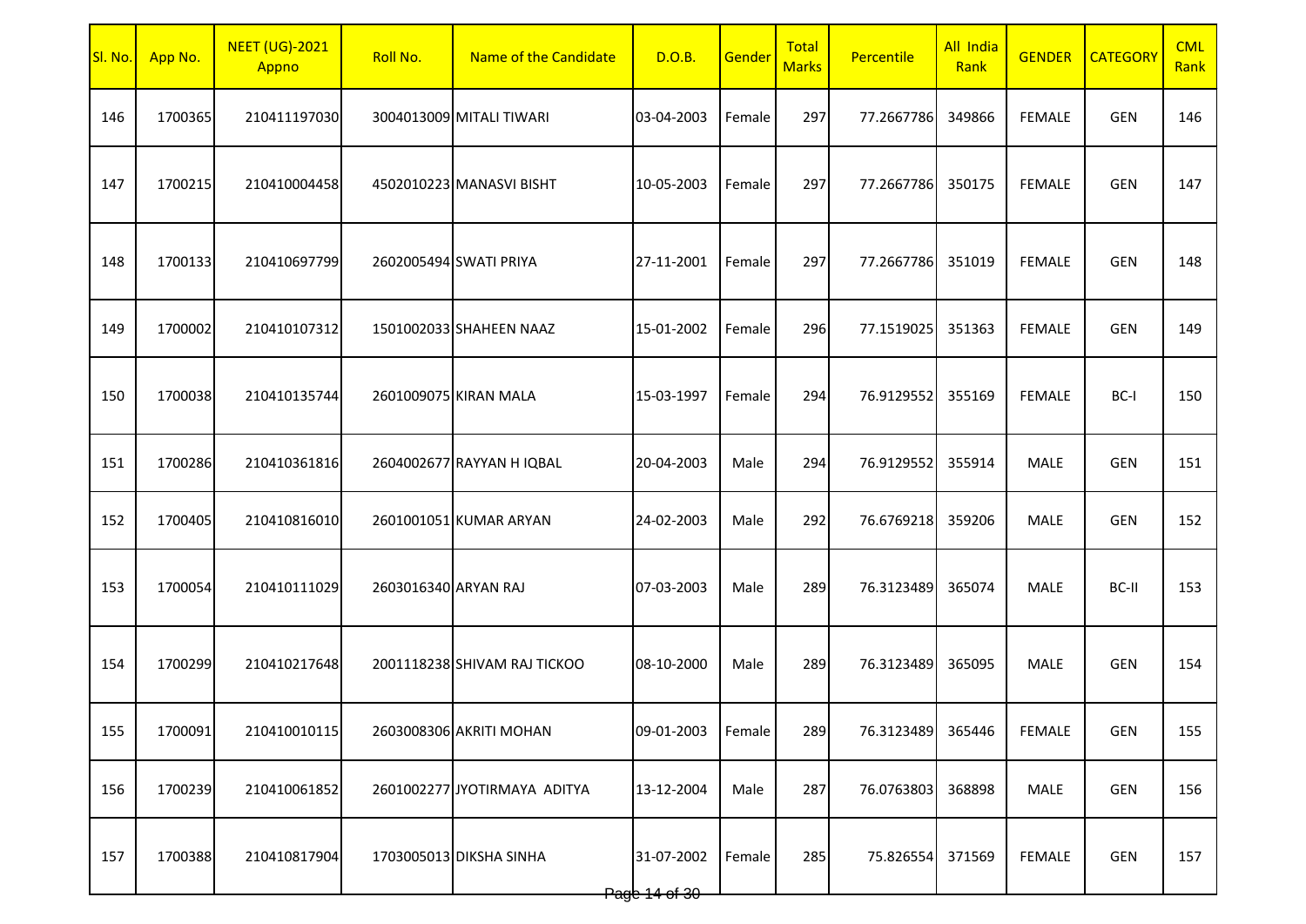| Sl. No. | App No. | NEET (UG)-2021 Appno | Roll No. | Name of the Candidate | D.O.B. | Gender | Total Marks | Percentile | All India Rank | GENDER | CATEGORY | CML Rank |
|---|---|---|---|---|---|---|---|---|---|---|---|---|
| 146 | 1700365 | 210411197030 | 3004013009 | MITALI TIWARI | 03-04-2003 | Female | 297 | 77.2667786 | 349866 | FEMALE | GEN | 146 |
| 147 | 1700215 | 210410004458 | 4502010223 | MANASVI BISHT | 10-05-2003 | Female | 297 | 77.2667786 | 350175 | FEMALE | GEN | 147 |
| 148 | 1700133 | 210410697799 | 2602005494 | SWATI PRIYA | 27-11-2001 | Female | 297 | 77.2667786 | 351019 | FEMALE | GEN | 148 |
| 149 | 1700002 | 210410107312 | 1501002033 | SHAHEEN NAAZ | 15-01-2002 | Female | 296 | 77.1519025 | 351363 | FEMALE | GEN | 149 |
| 150 | 1700038 | 210410135744 | 2601009075 | KIRAN MALA | 15-03-1997 | Female | 294 | 76.9129552 | 355169 | FEMALE | BC-I | 150 |
| 151 | 1700286 | 210410361816 | 2604002677 | RAYYAN H IQBAL | 20-04-2003 | Male | 294 | 76.9129552 | 355914 | MALE | GEN | 151 |
| 152 | 1700405 | 210410816010 | 2601001051 | KUMAR ARYAN | 24-02-2003 | Male | 292 | 76.6769218 | 359206 | MALE | GEN | 152 |
| 153 | 1700054 | 210410111029 | 2603016340 | ARYAN RAJ | 07-03-2003 | Male | 289 | 76.3123489 | 365074 | MALE | BC-II | 153 |
| 154 | 1700299 | 210410217648 | 2001118238 | SHIVAM RAJ TICKOO | 08-10-2000 | Male | 289 | 76.3123489 | 365095 | MALE | GEN | 154 |
| 155 | 1700091 | 210410010115 | 2603008306 | AKRITI MOHAN | 09-01-2003 | Female | 289 | 76.3123489 | 365446 | FEMALE | GEN | 155 |
| 156 | 1700239 | 210410061852 | 2601002277 | JYOTIRMAYA ADITYA | 13-12-2004 | Male | 287 | 76.0763803 | 368898 | MALE | GEN | 156 |
| 157 | 1700388 | 210410817904 | 1703005013 | DIKSHA SINHA | 31-07-2002 | Female | 285 | 75.826554 | 371569 | FEMALE | GEN | 157 |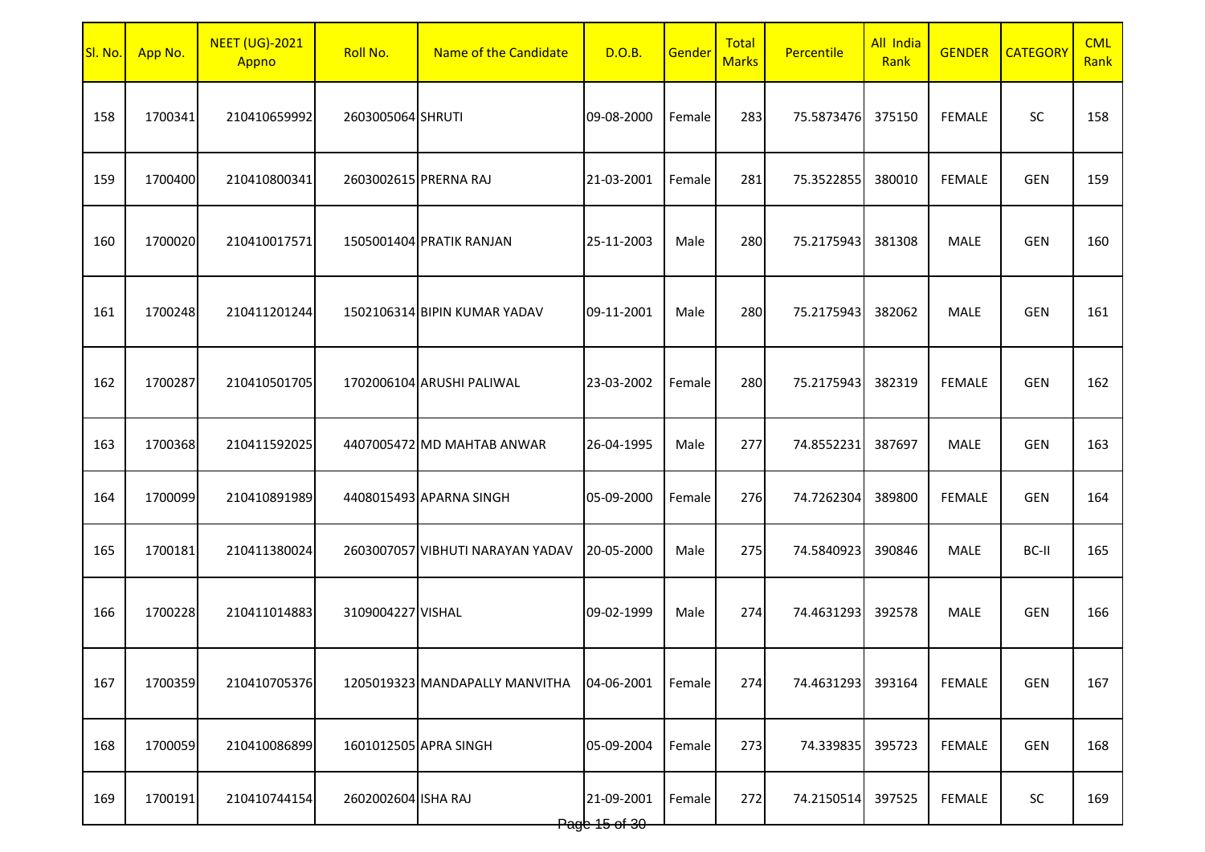| Sl. No. | App No. | NEET (UG)-2021 Appno | Roll No. | Name of the Candidate | D.O.B. | Gender | Total Marks | Percentile | All India Rank | GENDER | CATEGORY | CML Rank |
|---|---|---|---|---|---|---|---|---|---|---|---|---|
| 158 | 1700341 | 210410659992 | 2603005064 | SHRUTI | 09-08-2000 | Female | 283 | 75.5873476 | 375150 | FEMALE | SC | 158 |
| 159 | 1700400 | 210410800341 | 2603002615 | PRERNA RAJ | 21-03-2001 | Female | 281 | 75.3522855 | 380010 | FEMALE | GEN | 159 |
| 160 | 1700020 | 210410017571 | 1505001404 | PRATIK RANJAN | 25-11-2003 | Male | 280 | 75.2175943 | 381308 | MALE | GEN | 160 |
| 161 | 1700248 | 210411201244 | 1502106314 | BIPIN KUMAR YADAV | 09-11-2001 | Male | 280 | 75.2175943 | 382062 | MALE | GEN | 161 |
| 162 | 1700287 | 210410501705 | 1702006104 | ARUSHI PALIWAL | 23-03-2002 | Female | 280 | 75.2175943 | 382319 | FEMALE | GEN | 162 |
| 163 | 1700368 | 210411592025 | 4407005472 | MD MAHTAB ANWAR | 26-04-1995 | Male | 277 | 74.8552231 | 387697 | MALE | GEN | 163 |
| 164 | 1700099 | 210410891989 | 4408015493 | APARNA SINGH | 05-09-2000 | Female | 276 | 74.7262304 | 389800 | FEMALE | GEN | 164 |
| 165 | 1700181 | 210411380024 | 2603007057 | VIBHUTI NARAYAN YADAV | 20-05-2000 | Male | 275 | 74.5840923 | 390846 | MALE | BC-II | 165 |
| 166 | 1700228 | 210411014883 | 3109004227 | VISHAL | 09-02-1999 | Male | 274 | 74.4631293 | 392578 | MALE | GEN | 166 |
| 167 | 1700359 | 210410705376 | 1205019323 | MANDAPALLY MANVITHA | 04-06-2001 | Female | 274 | 74.4631293 | 393164 | FEMALE | GEN | 167 |
| 168 | 1700059 | 210410086899 | 1601012505 | APRA SINGH | 05-09-2004 | Female | 273 | 74.339835 | 395723 | FEMALE | GEN | 168 |
| 169 | 1700191 | 210410744154 | 2602002604 | ISHA RAJ | 21-09-2001 | Female | 272 | 74.2150514 | 397525 | FEMALE | SC | 169 |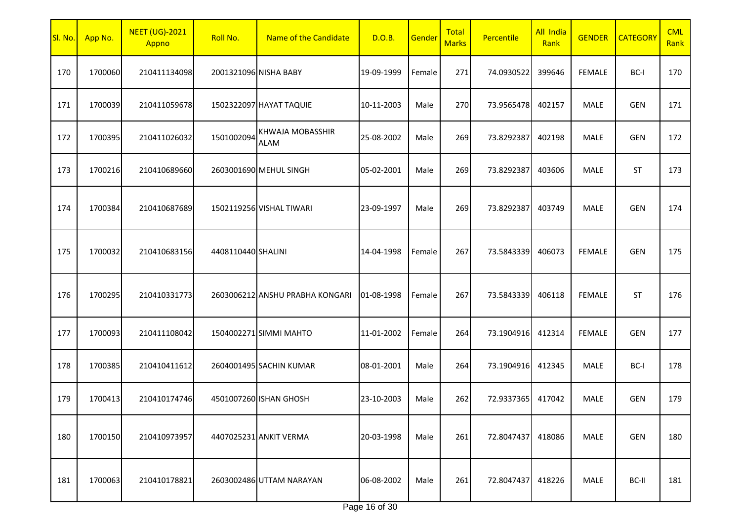| Sl. No. | App No. | NEET (UG)-2021 Appno | Roll No. | Name of the Candidate | D.O.B. | Gender | Total Marks | Percentile | All India Rank | GENDER | CATEGORY | CML Rank |
|---|---|---|---|---|---|---|---|---|---|---|---|---|
| 170 | 1700060 | 210411134098 | 2001321096 | NISHA BABY | 19-09-1999 | Female | 271 | 74.0930522 | 399646 | FEMALE | BC-I | 170 |
| 171 | 1700039 | 210411059678 | 1502322097 | HAYAT TAQUIE | 10-11-2003 | Male | 270 | 73.9565478 | 402157 | MALE | GEN | 171 |
| 172 | 1700395 | 210411026032 | 1501002094 | KHWAJA MOBASSHIR ALAM | 25-08-2002 | Male | 269 | 73.8292387 | 402198 | MALE | GEN | 172 |
| 173 | 1700216 | 210410689660 | 2603001690 | MEHUL SINGH | 05-02-2001 | Male | 269 | 73.8292387 | 403606 | MALE | ST | 173 |
| 174 | 1700384 | 210410687689 | 1502119256 | VISHAL TIWARI | 23-09-1997 | Male | 269 | 73.8292387 | 403749 | MALE | GEN | 174 |
| 175 | 1700032 | 210410683156 | 4408110440 | SHALINI | 14-04-1998 | Female | 267 | 73.5843339 | 406073 | FEMALE | GEN | 175 |
| 176 | 1700295 | 210410331773 | 2603006212 | ANSHU PRABHA KONGARI | 01-08-1998 | Female | 267 | 73.5843339 | 406118 | FEMALE | ST | 176 |
| 177 | 1700093 | 210411108042 | 1504002271 | SIMMI MAHTO | 11-01-2002 | Female | 264 | 73.1904916 | 412314 | FEMALE | GEN | 177 |
| 178 | 1700385 | 210410411612 | 2604001495 | SACHIN KUMAR | 08-01-2001 | Male | 264 | 73.1904916 | 412345 | MALE | BC-I | 178 |
| 179 | 1700413 | 210410174746 | 4501007260 | ISHAN GHOSH | 23-10-2003 | Male | 262 | 72.9337365 | 417042 | MALE | GEN | 179 |
| 180 | 1700150 | 210410973957 | 4407025231 | ANKIT VERMA | 20-03-1998 | Male | 261 | 72.8047437 | 418086 | MALE | GEN | 180 |
| 181 | 1700063 | 210410178821 | 2603002486 | UTTAM NARAYAN | 06-08-2002 | Male | 261 | 72.8047437 | 418226 | MALE | BC-II | 181 |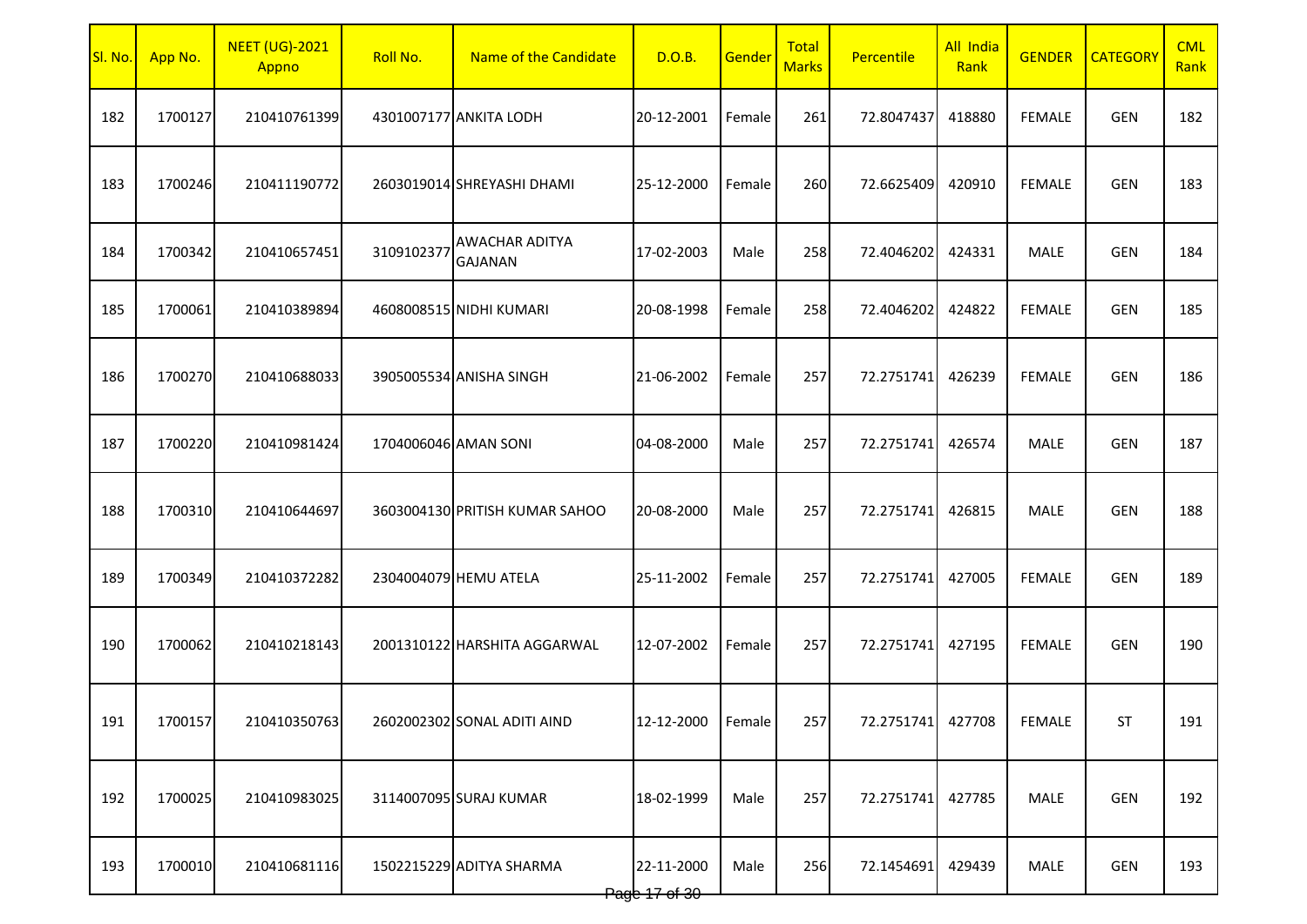| Sl. No. | App No. | NEET (UG)-2021 Appno | Roll No. | Name of the Candidate | D.O.B. | Gender | Total Marks | Percentile | All India Rank | GENDER | CATEGORY | CML Rank |
|---|---|---|---|---|---|---|---|---|---|---|---|---|
| 182 | 1700127 | 210410761399 | 4301007177 | ANKITA LODH | 20-12-2001 | Female | 261 | 72.8047437 | 418880 | FEMALE | GEN | 182 |
| 183 | 1700246 | 210411190772 | 2603019014 | SHREYASHI DHAMI | 25-12-2000 | Female | 260 | 72.6625409 | 420910 | FEMALE | GEN | 183 |
| 184 | 1700342 | 210410657451 | 3109102377 | AWACHAR ADITYA GAJANAN | 17-02-2003 | Male | 258 | 72.4046202 | 424331 | MALE | GEN | 184 |
| 185 | 1700061 | 210410389894 | 4608008515 | NIDHI KUMARI | 20-08-1998 | Female | 258 | 72.4046202 | 424822 | FEMALE | GEN | 185 |
| 186 | 1700270 | 210410688033 | 3905005534 | ANISHA SINGH | 21-06-2002 | Female | 257 | 72.2751741 | 426239 | FEMALE | GEN | 186 |
| 187 | 1700220 | 210410981424 | 1704006046 | AMAN SONI | 04-08-2000 | Male | 257 | 72.2751741 | 426574 | MALE | GEN | 187 |
| 188 | 1700310 | 210410644697 | 3603004130 | PRITISH KUMAR SAHOO | 20-08-2000 | Male | 257 | 72.2751741 | 426815 | MALE | GEN | 188 |
| 189 | 1700349 | 210410372282 | 2304004079 | HEMU ATELA | 25-11-2002 | Female | 257 | 72.2751741 | 427005 | FEMALE | GEN | 189 |
| 190 | 1700062 | 210410218143 | 2001310122 | HARSHITA AGGARWAL | 12-07-2002 | Female | 257 | 72.2751741 | 427195 | FEMALE | GEN | 190 |
| 191 | 1700157 | 210410350763 | 2602002302 | SONAL ADITI AIND | 12-12-2000 | Female | 257 | 72.2751741 | 427708 | FEMALE | ST | 191 |
| 192 | 1700025 | 210410983025 | 3114007095 | SURAJ KUMAR | 18-02-1999 | Male | 257 | 72.2751741 | 427785 | MALE | GEN | 192 |
| 193 | 1700010 | 210410681116 | 1502215229 | ADITYA SHARMA | 22-11-2000 | Male | 256 | 72.1454691 | 429439 | MALE | GEN | 193 |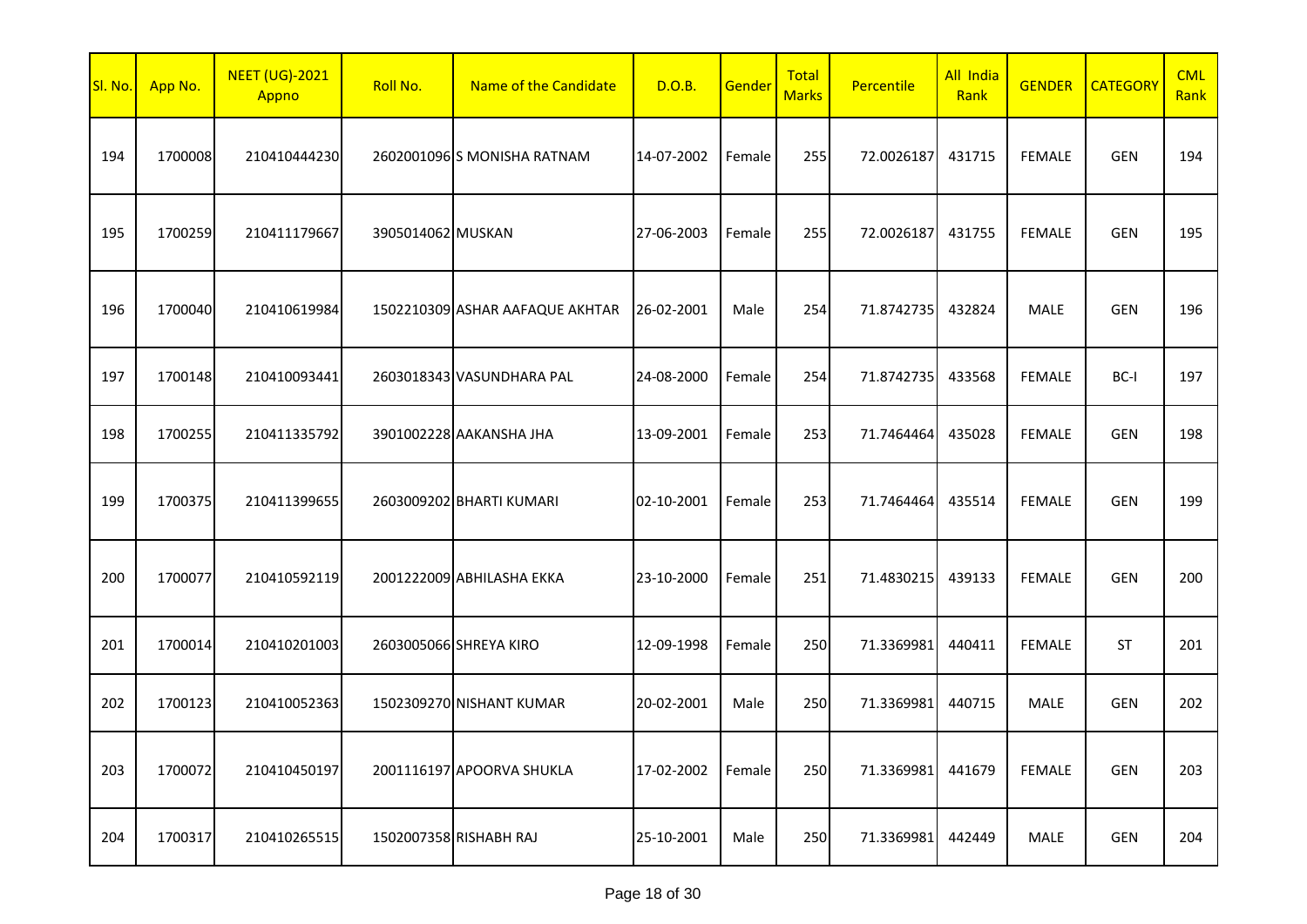| Sl. No. | App No. | NEET (UG)-2021 Appno | Roll No. | Name of the Candidate | D.O.B. | Gender | Total Marks | Percentile | All India Rank | GENDER | CATEGORY | CML Rank |
|---|---|---|---|---|---|---|---|---|---|---|---|---|
| 194 | 1700008 | 210410444230 | 2602001096 | S MONISHA RATNAM | 14-07-2002 | Female | 255 | 72.0026187 | 431715 | FEMALE | GEN | 194 |
| 195 | 1700259 | 210411179667 | 3905014062 | MUSKAN | 27-06-2003 | Female | 255 | 72.0026187 | 431755 | FEMALE | GEN | 195 |
| 196 | 1700040 | 210410619984 | 1502210309 | ASHAR AAFAQUE AKHTAR | 26-02-2001 | Male | 254 | 71.8742735 | 432824 | MALE | GEN | 196 |
| 197 | 1700148 | 210410093441 | 2603018343 | VASUNDHARA PAL | 24-08-2000 | Female | 254 | 71.8742735 | 433568 | FEMALE | BC-I | 197 |
| 198 | 1700255 | 210411335792 | 3901002228 | AAKANSHA JHA | 13-09-2001 | Female | 253 | 71.7464464 | 435028 | FEMALE | GEN | 198 |
| 199 | 1700375 | 210411399655 | 2603009202 | BHARTI KUMARI | 02-10-2001 | Female | 253 | 71.7464464 | 435514 | FEMALE | GEN | 199 |
| 200 | 1700077 | 210410592119 | 2001222009 | ABHILASHA EKKA | 23-10-2000 | Female | 251 | 71.4830215 | 439133 | FEMALE | GEN | 200 |
| 201 | 1700014 | 210410201003 | 2603005066 | SHREYA KIRO | 12-09-1998 | Female | 250 | 71.3369981 | 440411 | FEMALE | ST | 201 |
| 202 | 1700123 | 210410052363 | 1502309270 | NISHANT KUMAR | 20-02-2001 | Male | 250 | 71.3369981 | 440715 | MALE | GEN | 202 |
| 203 | 1700072 | 210410450197 | 2001116197 | APOORVA SHUKLA | 17-02-2002 | Female | 250 | 71.3369981 | 441679 | FEMALE | GEN | 203 |
| 204 | 1700317 | 210410265515 | 1502007358 | RISHABH RAJ | 25-10-2001 | Male | 250 | 71.3369981 | 442449 | MALE | GEN | 204 |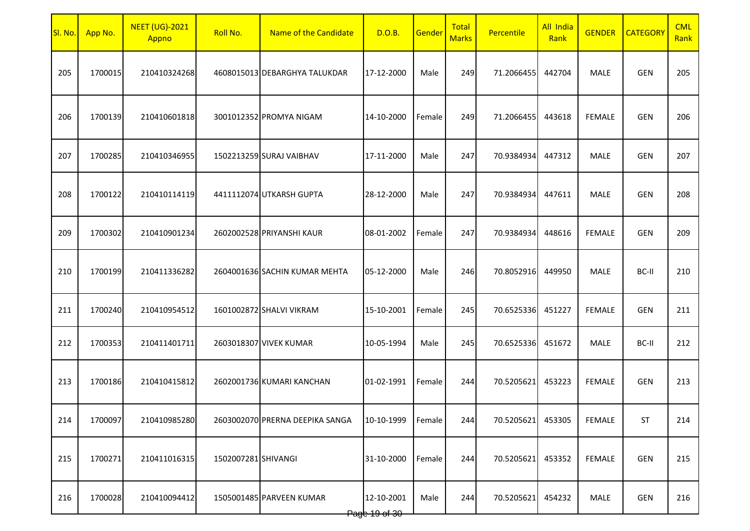| Sl. No. | App No. | NEET (UG)-2021 Appno | Roll No. | Name of the Candidate | D.O.B. | Gender | Total Marks | Percentile | All India Rank | GENDER | CATEGORY | CML Rank |
|---|---|---|---|---|---|---|---|---|---|---|---|---|
| 205 | 1700015 | 210410324268 | 4608015013 | DEBARGHYA TALUKDAR | 17-12-2000 | Male | 249 | 71.2066455 | 442704 | MALE | GEN | 205 |
| 206 | 1700139 | 210410601818 | 3001012352 | PROMYA NIGAM | 14-10-2000 | Female | 249 | 71.2066455 | 443618 | FEMALE | GEN | 206 |
| 207 | 1700285 | 210410346955 | 1502213259 | SURAJ VAIBHAV | 17-11-2000 | Male | 247 | 70.9384934 | 447312 | MALE | GEN | 207 |
| 208 | 1700122 | 210410114119 | 4411112074 | UTKARSH GUPTA | 28-12-2000 | Male | 247 | 70.9384934 | 447611 | MALE | GEN | 208 |
| 209 | 1700302 | 210410901234 | 2602002528 | PRIYANSHI KAUR | 08-01-2002 | Female | 247 | 70.9384934 | 448616 | FEMALE | GEN | 209 |
| 210 | 1700199 | 210411336282 | 2604001636 | SACHIN KUMAR MEHTA | 05-12-2000 | Male | 246 | 70.8052916 | 449950 | MALE | BC-II | 210 |
| 211 | 1700240 | 210410954512 | 1601002872 | SHALVI VIKRAM | 15-10-2001 | Female | 245 | 70.6525336 | 451227 | FEMALE | GEN | 211 |
| 212 | 1700353 | 210411401711 | 2603018307 | VIVEK KUMAR | 10-05-1994 | Male | 245 | 70.6525336 | 451672 | MALE | BC-II | 212 |
| 213 | 1700186 | 210410415812 | 2602001736 | KUMARI KANCHAN | 01-02-1991 | Female | 244 | 70.5205621 | 453223 | FEMALE | GEN | 213 |
| 214 | 1700097 | 210410985280 | 2603002070 | PRERNA DEEPIKA SANGA | 10-10-1999 | Female | 244 | 70.5205621 | 453305 | FEMALE | ST | 214 |
| 215 | 1700271 | 210411016315 | 1502007281 | SHIVANGI | 31-10-2000 | Female | 244 | 70.5205621 | 453352 | FEMALE | GEN | 215 |
| 216 | 1700028 | 210410094412 | 1505001485 | PARVEEN KUMAR | 12-10-2001 | Male | 244 | 70.5205621 | 454232 | MALE | GEN | 216 |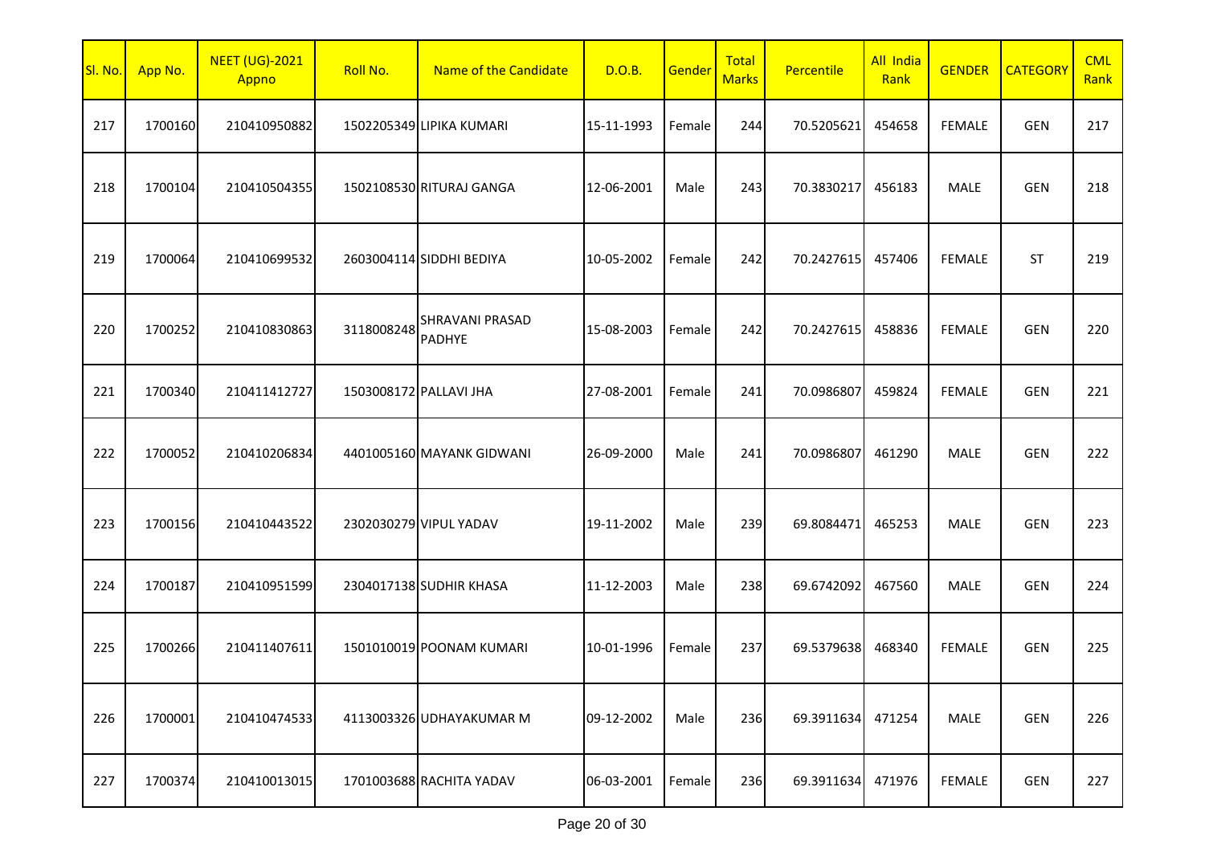| Sl. No. | App No. | NEET (UG)-2021 Appno | Roll No. | Name of the Candidate | D.O.B. | Gender | Total Marks | Percentile | All India Rank | GENDER | CATEGORY | CML Rank |
|---|---|---|---|---|---|---|---|---|---|---|---|---|
| 217 | 1700160 | 210410950882 | 1502205349 | LIPIKA KUMARI | 15-11-1993 | Female | 244 | 70.5205621 | 454658 | FEMALE | GEN | 217 |
| 218 | 1700104 | 210410504355 | 1502108530 | RITURAJ GANGA | 12-06-2001 | Male | 243 | 70.3830217 | 456183 | MALE | GEN | 218 |
| 219 | 1700064 | 210410699532 | 2603004114 | SIDDHI BEDIYA | 10-05-2002 | Female | 242 | 70.2427615 | 457406 | FEMALE | ST | 219 |
| 220 | 1700252 | 210410830863 | 3118008248 | SHRAVANI PRASAD PADHYE | 15-08-2003 | Female | 242 | 70.2427615 | 458836 | FEMALE | GEN | 220 |
| 221 | 1700340 | 210411412727 | 1503008172 | PALLAVI JHA | 27-08-2001 | Female | 241 | 70.0986807 | 459824 | FEMALE | GEN | 221 |
| 222 | 1700052 | 210410206834 | 4401005160 | MAYANK GIDWANI | 26-09-2000 | Male | 241 | 70.0986807 | 461290 | MALE | GEN | 222 |
| 223 | 1700156 | 210410443522 | 2302030279 | VIPUL YADAV | 19-11-2002 | Male | 239 | 69.8084471 | 465253 | MALE | GEN | 223 |
| 224 | 1700187 | 210410951599 | 2304017138 | SUDHIR KHASA | 11-12-2003 | Male | 238 | 69.6742092 | 467560 | MALE | GEN | 224 |
| 225 | 1700266 | 210411407611 | 1501010019 | POONAM KUMARI | 10-01-1996 | Female | 237 | 69.5379638 | 468340 | FEMALE | GEN | 225 |
| 226 | 1700001 | 210410474533 | 4113003326 | UDHAYAKUMAR M | 09-12-2002 | Male | 236 | 69.3911634 | 471254 | MALE | GEN | 226 |
| 227 | 1700374 | 210410013015 | 1701003688 | RACHITA YADAV | 06-03-2001 | Female | 236 | 69.3911634 | 471976 | FEMALE | GEN | 227 |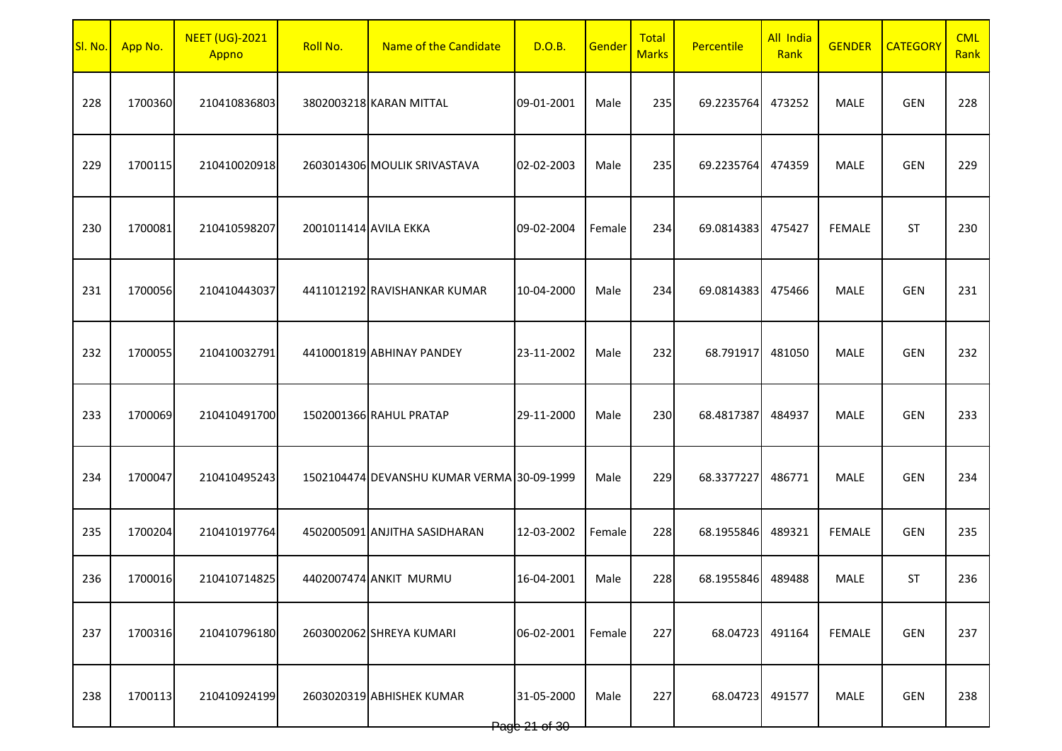| Sl. No. | App No. | NEET (UG)-2021 Appno | Roll No. | Name of the Candidate | D.O.B. | Gender | Total Marks | Percentile | All India Rank | GENDER | CATEGORY | CML Rank |
|---|---|---|---|---|---|---|---|---|---|---|---|---|
| 228 | 1700360 | 210410836803 | 3802003218 | KARAN MITTAL | 09-01-2001 | Male | 235 | 69.2235764 | 473252 | MALE | GEN | 228 |
| 229 | 1700115 | 210410020918 | 2603014306 | MOULIK SRIVASTAVA | 02-02-2003 | Male | 235 | 69.2235764 | 474359 | MALE | GEN | 229 |
| 230 | 1700081 | 210410598207 | 2001011414 | AVILA EKKA | 09-02-2004 | Female | 234 | 69.0814383 | 475427 | FEMALE | ST | 230 |
| 231 | 1700056 | 210410443037 | 4411012192 | RAVISHANKAR KUMAR | 10-04-2000 | Male | 234 | 69.0814383 | 475466 | MALE | GEN | 231 |
| 232 | 1700055 | 210410032791 | 4410001819 | ABHINAY PANDEY | 23-11-2002 | Male | 232 | 68.791917 | 481050 | MALE | GEN | 232 |
| 233 | 1700069 | 210410491700 | 1502001366 | RAHUL PRATAP | 29-11-2000 | Male | 230 | 68.4817387 | 484937 | MALE | GEN | 233 |
| 234 | 1700047 | 210410495243 | 1502104474 | DEVANSHU KUMAR VERMA | 30-09-1999 | Male | 229 | 68.3377227 | 486771 | MALE | GEN | 234 |
| 235 | 1700204 | 210410197764 | 4502005091 | ANJITHA SASIDHARAN | 12-03-2002 | Female | 228 | 68.1955846 | 489321 | FEMALE | GEN | 235 |
| 236 | 1700016 | 210410714825 | 4402007474 | ANKIT MURMU | 16-04-2001 | Male | 228 | 68.1955846 | 489488 | MALE | ST | 236 |
| 237 | 1700316 | 210410796180 | 2603002062 | SHREYA KUMARI | 06-02-2001 | Female | 227 | 68.04723 | 491164 | FEMALE | GEN | 237 |
| 238 | 1700113 | 210410924199 | 2603020319 | ABHISHEK KUMAR | 31-05-2000 | Male | 227 | 68.04723 | 491577 | MALE | GEN | 238 |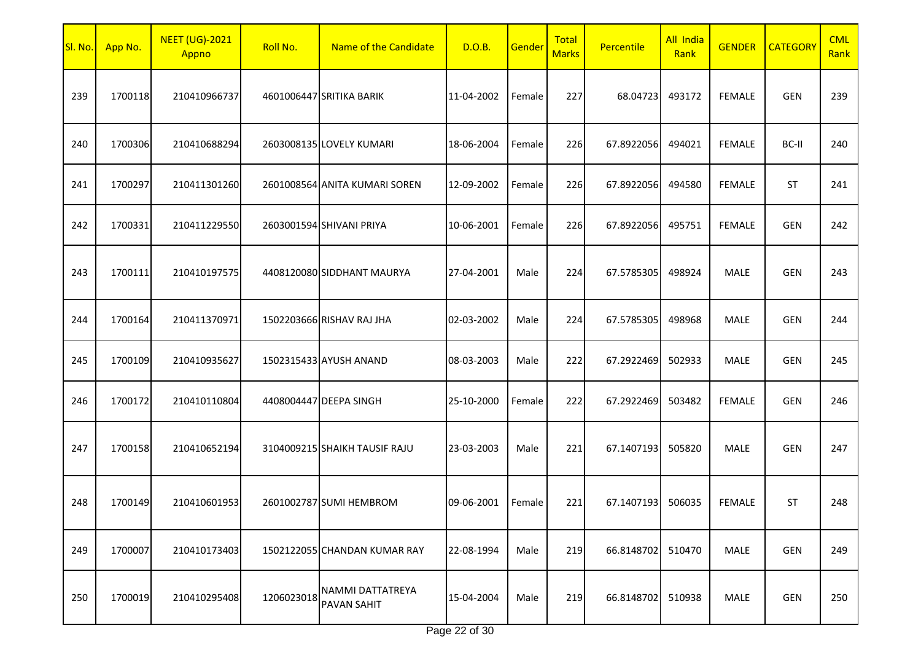| Sl. No. | App No. | NEET (UG)-2021 Appno | Roll No. | Name of the Candidate | D.O.B. | Gender | Total Marks | Percentile | All India Rank | GENDER | CATEGORY | CML Rank |
|---|---|---|---|---|---|---|---|---|---|---|---|---|
| 239 | 1700118 | 210410966737 | 4601006447 | SRITIKA BARIK | 11-04-2002 | Female | 227 | 68.04723 | 493172 | FEMALE | GEN | 239 |
| 240 | 1700306 | 210410688294 | 2603008135 | LOVELY KUMARI | 18-06-2004 | Female | 226 | 67.8922056 | 494021 | FEMALE | BC-II | 240 |
| 241 | 1700297 | 210411301260 | 2601008564 | ANITA KUMARI SOREN | 12-09-2002 | Female | 226 | 67.8922056 | 494580 | FEMALE | ST | 241 |
| 242 | 1700331 | 210411229550 | 2603001594 | SHIVANI PRIYA | 10-06-2001 | Female | 226 | 67.8922056 | 495751 | FEMALE | GEN | 242 |
| 243 | 1700111 | 210410197575 | 4408120080 | SIDDHANT MAURYA | 27-04-2001 | Male | 224 | 67.5785305 | 498924 | MALE | GEN | 243 |
| 244 | 1700164 | 210411370971 | 1502203666 | RISHAV RAJ JHA | 02-03-2002 | Male | 224 | 67.5785305 | 498968 | MALE | GEN | 244 |
| 245 | 1700109 | 210410935627 | 1502315433 | AYUSH ANAND | 08-03-2003 | Male | 222 | 67.2922469 | 502933 | MALE | GEN | 245 |
| 246 | 1700172 | 210410110804 | 4408004447 | DEEPA SINGH | 25-10-2000 | Female | 222 | 67.2922469 | 503482 | FEMALE | GEN | 246 |
| 247 | 1700158 | 210410652194 | 3104009215 | SHAIKH TAUSIF RAJU | 23-03-2003 | Male | 221 | 67.1407193 | 505820 | MALE | GEN | 247 |
| 248 | 1700149 | 210410601953 | 2601002787 | SUMI HEMBROM | 09-06-2001 | Female | 221 | 67.1407193 | 506035 | FEMALE | ST | 248 |
| 249 | 1700007 | 210410173403 | 1502122055 | CHANDAN KUMAR RAY | 22-08-1994 | Male | 219 | 66.8148702 | 510470 | MALE | GEN | 249 |
| 250 | 1700019 | 210410295408 | 1206023018 | NAMMI DATTATREYA PAVAN SAHIT | 15-04-2004 | Male | 219 | 66.8148702 | 510938 | MALE | GEN | 250 |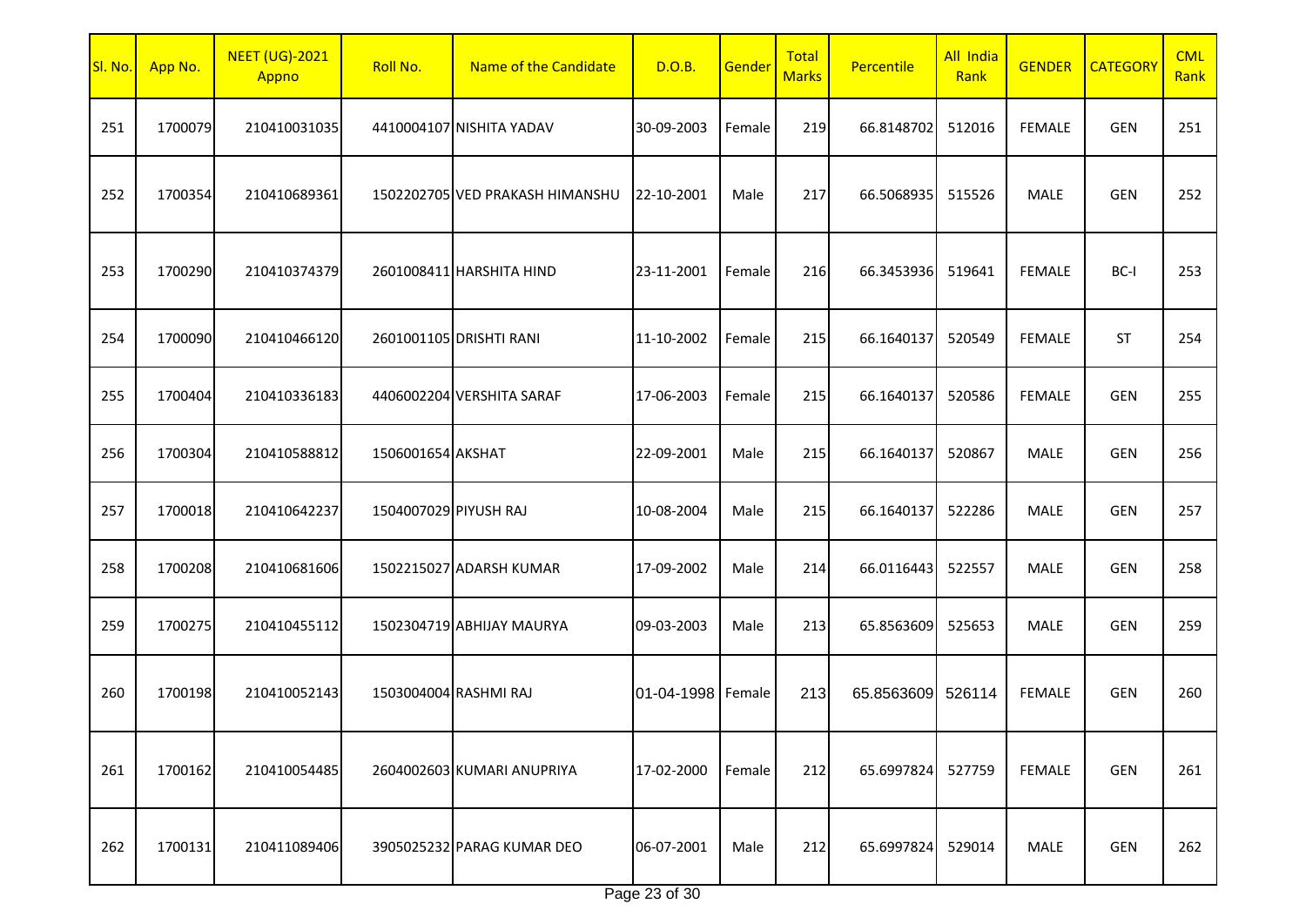| Sl. No. | App No. | NEET (UG)-2021 Appno | Roll No. | Name of the Candidate | D.O.B. | Gender | Total Marks | Percentile | All India Rank | GENDER | CATEGORY | CML Rank |
|---|---|---|---|---|---|---|---|---|---|---|---|---|
| 251 | 1700079 | 210410031035 | 4410004107 | NISHITA YADAV | 30-09-2003 | Female | 219 | 66.8148702 | 512016 | FEMALE | GEN | 251 |
| 252 | 1700354 | 210410689361 | 1502202705 | VED PRAKASH HIMANSHU | 22-10-2001 | Male | 217 | 66.5068935 | 515526 | MALE | GEN | 252 |
| 253 | 1700290 | 210410374379 | 2601008411 | HARSHITA HIND | 23-11-2001 | Female | 216 | 66.3453936 | 519641 | FEMALE | BC-I | 253 |
| 254 | 1700090 | 210410466120 | 2601001105 | DRISHTI RANI | 11-10-2002 | Female | 215 | 66.1640137 | 520549 | FEMALE | ST | 254 |
| 255 | 1700404 | 210410336183 | 4406002204 | VERSHITA SARAF | 17-06-2003 | Female | 215 | 66.1640137 | 520586 | FEMALE | GEN | 255 |
| 256 | 1700304 | 210410588812 | 1506001654 | AKSHAT | 22-09-2001 | Male | 215 | 66.1640137 | 520867 | MALE | GEN | 256 |
| 257 | 1700018 | 210410642237 | 1504007029 | PIYUSH RAJ | 10-08-2004 | Male | 215 | 66.1640137 | 522286 | MALE | GEN | 257 |
| 258 | 1700208 | 210410681606 | 1502215027 | ADARSH KUMAR | 17-09-2002 | Male | 214 | 66.0116443 | 522557 | MALE | GEN | 258 |
| 259 | 1700275 | 210410455112 | 1502304719 | ABHIJAY MAURYA | 09-03-2003 | Male | 213 | 65.8563609 | 525653 | MALE | GEN | 259 |
| 260 | 1700198 | 210410052143 | 1503004004 | RASHMI RAJ | 01-04-1998 | Female | 213 | 65.8563609 | 526114 | FEMALE | GEN | 260 |
| 261 | 1700162 | 210410054485 | 2604002603 | KUMARI ANUPRIYA | 17-02-2000 | Female | 212 | 65.6997824 | 527759 | FEMALE | GEN | 261 |
| 262 | 1700131 | 210411089406 | 3905025232 | PARAG KUMAR DEO | 06-07-2001 | Male | 212 | 65.6997824 | 529014 | MALE | GEN | 262 |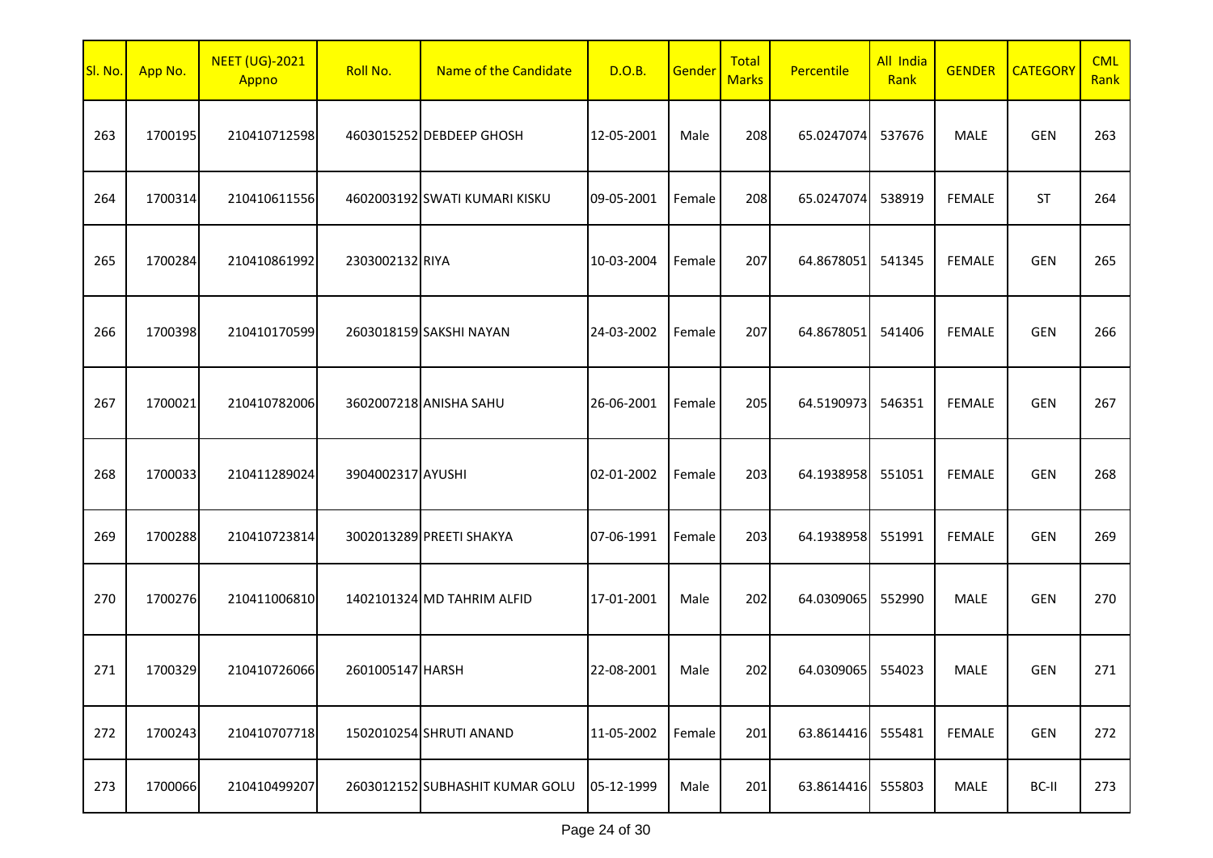| Sl. No. | App No. | NEET (UG)-2021 Appno | Roll No. | Name of the Candidate | D.O.B. | Gender | Total Marks | Percentile | All India Rank | GENDER | CATEGORY | CML Rank |
|---|---|---|---|---|---|---|---|---|---|---|---|---|
| 263 | 1700195 | 210410712598 | 4603015252 | DEBDEEP GHOSH | 12-05-2001 | Male | 208 | 65.0247074 | 537676 | MALE | GEN | 263 |
| 264 | 1700314 | 210410611556 | 4602003192 | SWATI KUMARI KISKU | 09-05-2001 | Female | 208 | 65.0247074 | 538919 | FEMALE | ST | 264 |
| 265 | 1700284 | 210410861992 | 2303002132 | RIYA | 10-03-2004 | Female | 207 | 64.8678051 | 541345 | FEMALE | GEN | 265 |
| 266 | 1700398 | 210410170599 | 2603018159 | SAKSHI NAYAN | 24-03-2002 | Female | 207 | 64.8678051 | 541406 | FEMALE | GEN | 266 |
| 267 | 1700021 | 210410782006 | 3602007218 | ANISHA SAHU | 26-06-2001 | Female | 205 | 64.5190973 | 546351 | FEMALE | GEN | 267 |
| 268 | 1700033 | 210411289024 | 3904002317 | AYUSHI | 02-01-2002 | Female | 203 | 64.1938958 | 551051 | FEMALE | GEN | 268 |
| 269 | 1700288 | 210410723814 | 3002013289 | PREETI SHAKYA | 07-06-1991 | Female | 203 | 64.1938958 | 551991 | FEMALE | GEN | 269 |
| 270 | 1700276 | 210411006810 | 1402101324 | MD TAHRIM ALFID | 17-01-2001 | Male | 202 | 64.0309065 | 552990 | MALE | GEN | 270 |
| 271 | 1700329 | 210410726066 | 2601005147 | HARSH | 22-08-2001 | Male | 202 | 64.0309065 | 554023 | MALE | GEN | 271 |
| 272 | 1700243 | 210410707718 | 1502010254 | SHRUTI ANAND | 11-05-2002 | Female | 201 | 63.8614416 | 555481 | FEMALE | GEN | 272 |
| 273 | 1700066 | 210410499207 | 2603012152 | SUBHASHIT KUMAR GOLU | 05-12-1999 | Male | 201 | 63.8614416 | 555803 | MALE | BC-II | 273 |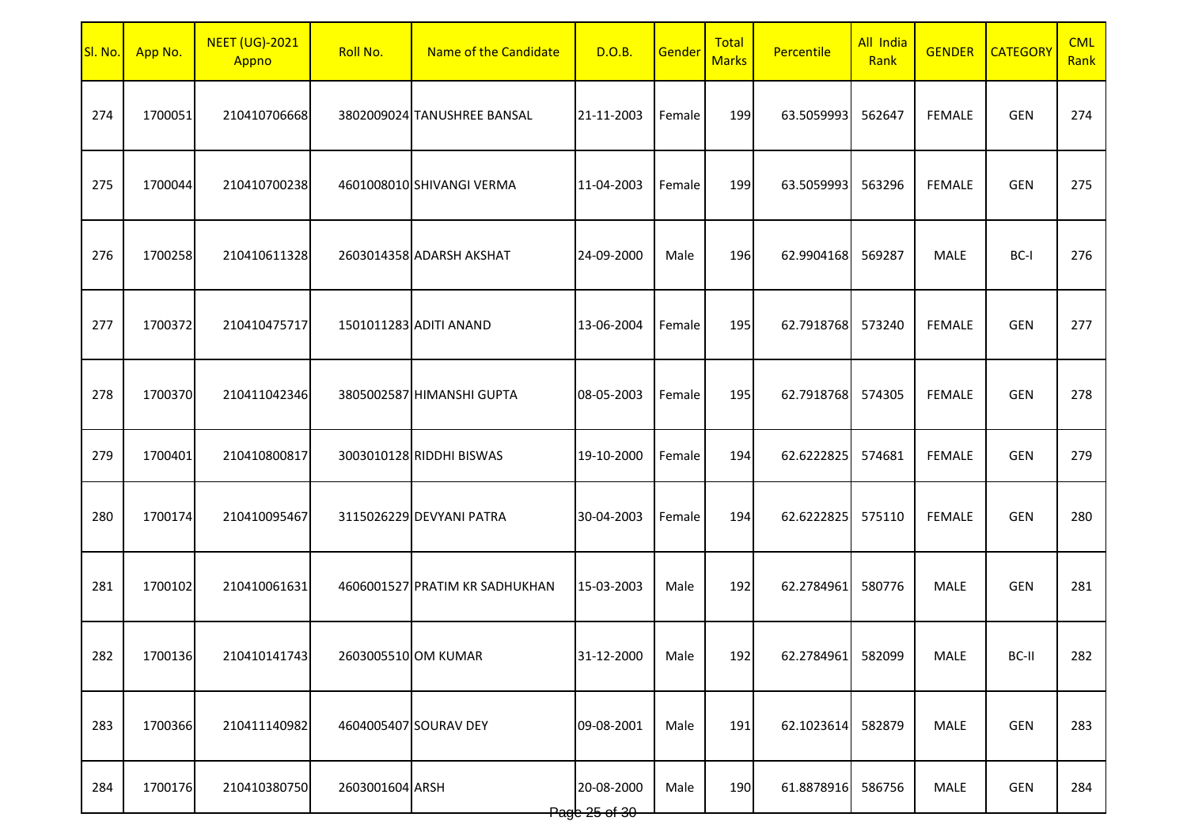| Sl. No. | App No. | NEET (UG)-2021 Appno | Roll No. | Name of the Candidate | D.O.B. | Gender | Total Marks | Percentile | All India Rank | GENDER | CATEGORY | CML Rank |
|---|---|---|---|---|---|---|---|---|---|---|---|---|
| 274 | 1700051 | 210410706668 | 3802009024 | TANUSHREE BANSAL | 21-11-2003 | Female | 199 | 63.5059993 | 562647 | FEMALE | GEN | 274 |
| 275 | 1700044 | 210410700238 | 4601008010 | SHIVANGI VERMA | 11-04-2003 | Female | 199 | 63.5059993 | 563296 | FEMALE | GEN | 275 |
| 276 | 1700258 | 210410611328 | 2603014358 | ADARSH AKSHAT | 24-09-2000 | Male | 196 | 62.9904168 | 569287 | MALE | BC-I | 276 |
| 277 | 1700372 | 210410475717 | 1501011283 | ADITI ANAND | 13-06-2004 | Female | 195 | 62.7918768 | 573240 | FEMALE | GEN | 277 |
| 278 | 1700370 | 210411042346 | 3805002587 | HIMANSHI GUPTA | 08-05-2003 | Female | 195 | 62.7918768 | 574305 | FEMALE | GEN | 278 |
| 279 | 1700401 | 210410800817 | 3003010128 | RIDDHI BISWAS | 19-10-2000 | Female | 194 | 62.6222825 | 574681 | FEMALE | GEN | 279 |
| 280 | 1700174 | 210410095467 | 3115026229 | DEVYANI PATRA | 30-04-2003 | Female | 194 | 62.6222825 | 575110 | FEMALE | GEN | 280 |
| 281 | 1700102 | 210410061631 | 4606001527 | PRATIM KR SADHUKHAN | 15-03-2003 | Male | 192 | 62.2784961 | 580776 | MALE | GEN | 281 |
| 282 | 1700136 | 210410141743 | 2603005510 | OM KUMAR | 31-12-2000 | Male | 192 | 62.2784961 | 582099 | MALE | BC-II | 282 |
| 283 | 1700366 | 210411140982 | 4604005407 | SOURAV DEY | 09-08-2001 | Male | 191 | 62.1023614 | 582879 | MALE | GEN | 283 |
| 284 | 1700176 | 210410380750 | 2603001604 | ARSH | 20-08-2000 | Male | 190 | 61.8878916 | 586756 | MALE | GEN | 284 |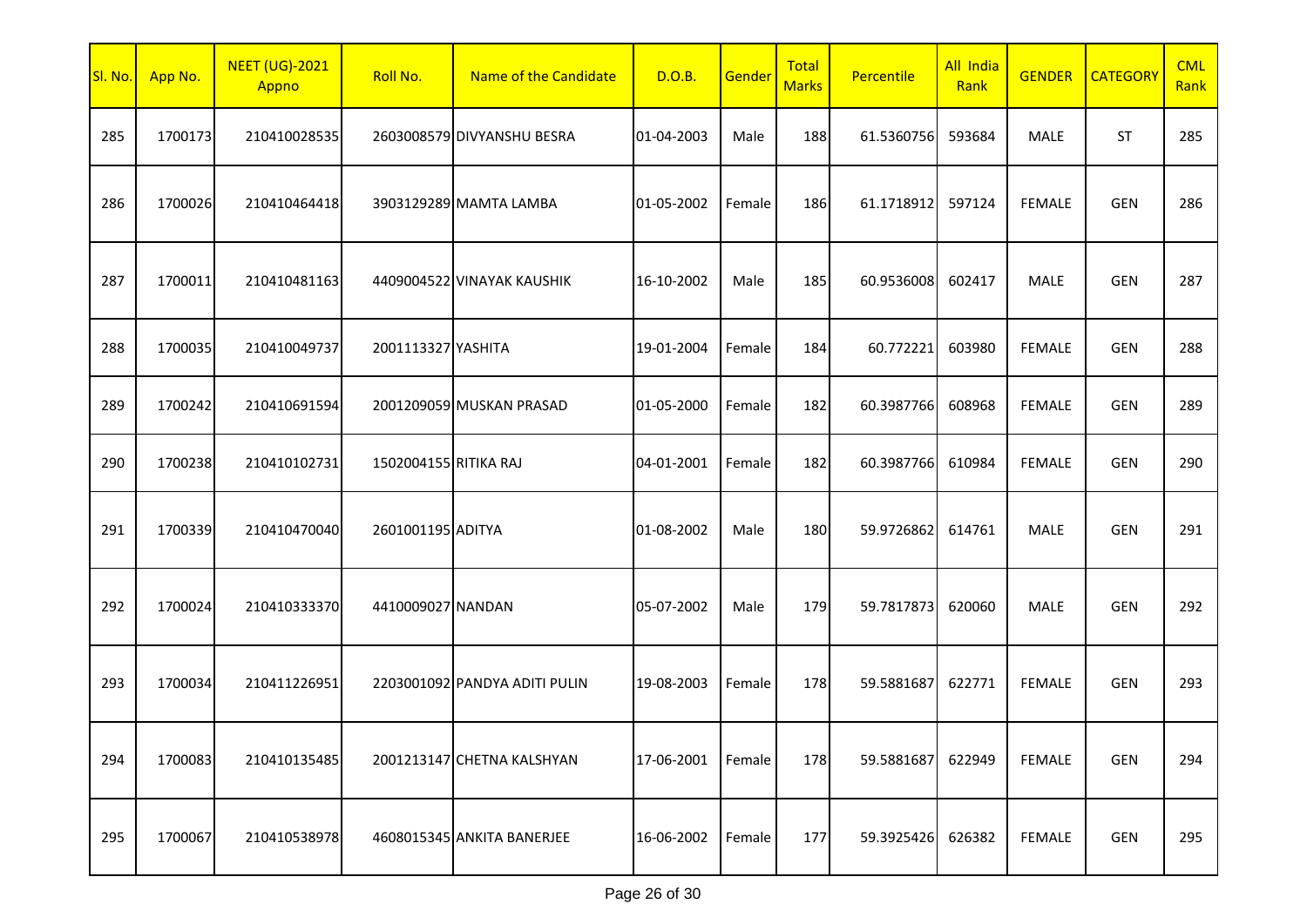| Sl. No. | App No. | NEET (UG)-2021 Appno | Roll No. | Name of the Candidate | D.O.B. | Gender | Total Marks | Percentile | All India Rank | GENDER | CATEGORY | CML Rank |
|---|---|---|---|---|---|---|---|---|---|---|---|---|
| 285 | 1700173 | 210410028535 | 2603008579 | DIVYANSHU BESRA | 01-04-2003 | Male | 188 | 61.5360756 | 593684 | MALE | ST | 285 |
| 286 | 1700026 | 210410464418 | 3903129289 | MAMTA LAMBA | 01-05-2002 | Female | 186 | 61.1718912 | 597124 | FEMALE | GEN | 286 |
| 287 | 1700011 | 210410481163 | 4409004522 | VINAYAK KAUSHIK | 16-10-2002 | Male | 185 | 60.9536008 | 602417 | MALE | GEN | 287 |
| 288 | 1700035 | 210410049737 | 2001113327 | YASHITA | 19-01-2004 | Female | 184 | 60.772221 | 603980 | FEMALE | GEN | 288 |
| 289 | 1700242 | 210410691594 | 2001209059 | MUSKAN PRASAD | 01-05-2000 | Female | 182 | 60.3987766 | 608968 | FEMALE | GEN | 289 |
| 290 | 1700238 | 210410102731 | 1502004155 | RITIKA RAJ | 04-01-2001 | Female | 182 | 60.3987766 | 610984 | FEMALE | GEN | 290 |
| 291 | 1700339 | 210410470040 | 2601001195 | ADITYA | 01-08-2002 | Male | 180 | 59.9726862 | 614761 | MALE | GEN | 291 |
| 292 | 1700024 | 210410333370 | 4410009027 | NANDAN | 05-07-2002 | Male | 179 | 59.7817873 | 620060 | MALE | GEN | 292 |
| 293 | 1700034 | 210411226951 | 2203001092 | PANDYA ADITI PULIN | 19-08-2003 | Female | 178 | 59.5881687 | 622771 | FEMALE | GEN | 293 |
| 294 | 1700083 | 210410135485 | 2001213147 | CHETNA KALSHYAN | 17-06-2001 | Female | 178 | 59.5881687 | 622949 | FEMALE | GEN | 294 |
| 295 | 1700067 | 210410538978 | 4608015345 | ANKITA BANERJEE | 16-06-2002 | Female | 177 | 59.3925426 | 626382 | FEMALE | GEN | 295 |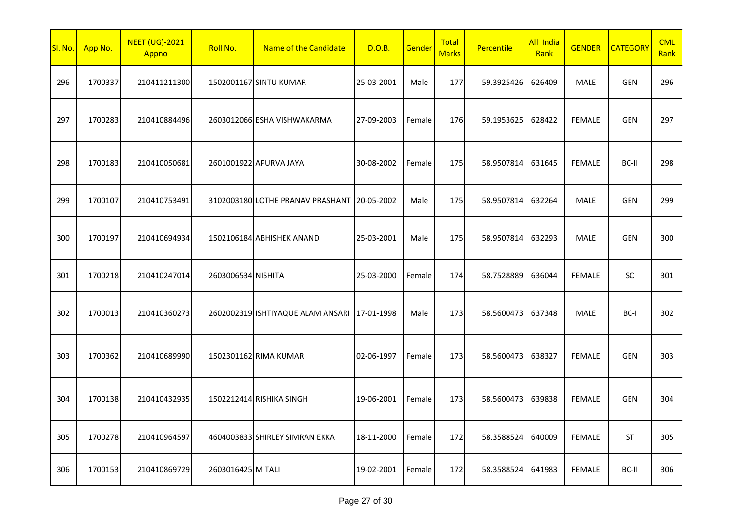| Sl. No. | App No. | NEET (UG)-2021 Appno | Roll No. | Name of the Candidate | D.O.B. | Gender | Total Marks | Percentile | All India Rank | GENDER | CATEGORY | CML Rank |
|---|---|---|---|---|---|---|---|---|---|---|---|---|
| 296 | 1700337 | 210411211300 | 1502001167 | SINTU KUMAR | 25-03-2001 | Male | 177 | 59.3925426 | 626409 | MALE | GEN | 296 |
| 297 | 1700283 | 210410884496 | 2603012066 | ESHA VISHWAKARMA | 27-09-2003 | Female | 176 | 59.1953625 | 628422 | FEMALE | GEN | 297 |
| 298 | 1700183 | 210410050681 | 2601001922 | APURVA JAYA | 30-08-2002 | Female | 175 | 58.9507814 | 631645 | FEMALE | BC-II | 298 |
| 299 | 1700107 | 210410753491 | 3102003180 | LOTHE PRANAV PRASHANT | 20-05-2002 | Male | 175 | 58.9507814 | 632264 | MALE | GEN | 299 |
| 300 | 1700197 | 210410694934 | 1502106184 | ABHISHEK ANAND | 25-03-2001 | Male | 175 | 58.9507814 | 632293 | MALE | GEN | 300 |
| 301 | 1700218 | 210410247014 | 2603006534 | NISHITA | 25-03-2000 | Female | 174 | 58.7528889 | 636044 | FEMALE | SC | 301 |
| 302 | 1700013 | 210410360273 | 2602002319 | ISHTIYAQUE ALAM ANSARI | 17-01-1998 | Male | 173 | 58.5600473 | 637348 | MALE | BC-I | 302 |
| 303 | 1700362 | 210410689990 | 1502301162 | RIMA KUMARI | 02-06-1997 | Female | 173 | 58.5600473 | 638327 | FEMALE | GEN | 303 |
| 304 | 1700138 | 210410432935 | 1502212414 | RISHIKA SINGH | 19-06-2001 | Female | 173 | 58.5600473 | 639838 | FEMALE | GEN | 304 |
| 305 | 1700278 | 210410964597 | 4604003833 | SHIRLEY SIMRAN EKKA | 18-11-2000 | Female | 172 | 58.3588524 | 640009 | FEMALE | ST | 305 |
| 306 | 1700153 | 210410869729 | 2603016425 | MITALI | 19-02-2001 | Female | 172 | 58.3588524 | 641983 | FEMALE | BC-II | 306 |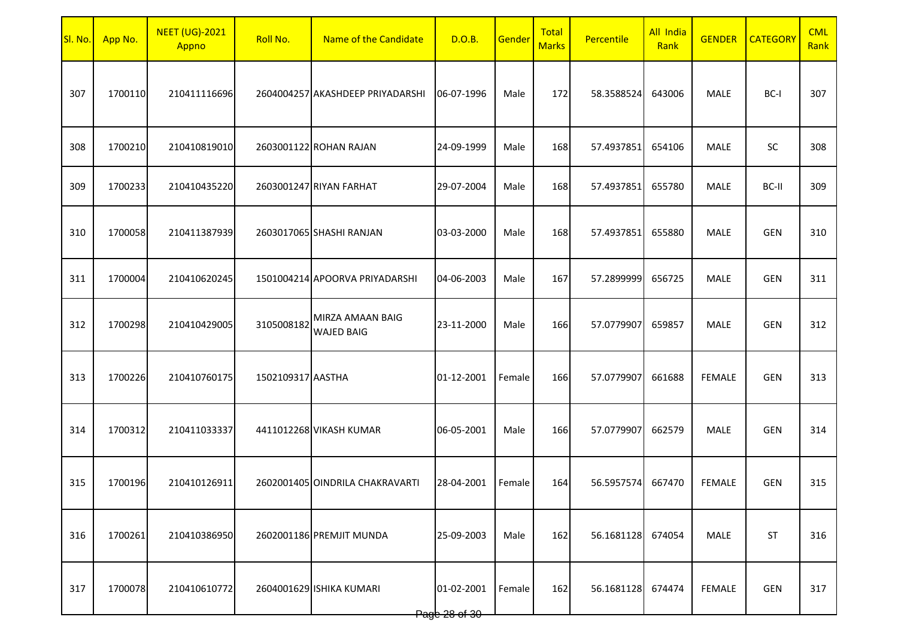| Sl. No. | App No. | NEET (UG)-2021 Appno | Roll No. | Name of the Candidate | D.O.B. | Gender | Total Marks | Percentile | All India Rank | GENDER | CATEGORY | CML Rank |
|---|---|---|---|---|---|---|---|---|---|---|---|---|
| 307 | 1700110 | 210411116696 | 2604004257 | AKASHDEEP PRIYADARSHI | 06-07-1996 | Male | 172 | 58.3588524 | 643006 | MALE | BC-I | 307 |
| 308 | 1700210 | 210410819010 | 2603001122 | ROHAN RAJAN | 24-09-1999 | Male | 168 | 57.4937851 | 654106 | MALE | SC | 308 |
| 309 | 1700233 | 210410435220 | 2603001247 | RIYAN FARHAT | 29-07-2004 | Male | 168 | 57.4937851 | 655780 | MALE | BC-II | 309 |
| 310 | 1700058 | 210411387939 | 2603017065 | SHASHI RANJAN | 03-03-2000 | Male | 168 | 57.4937851 | 655880 | MALE | GEN | 310 |
| 311 | 1700004 | 210410620245 | 1501004214 | APOORVA PRIYADARSHI | 04-06-2003 | Male | 167 | 57.2899999 | 656725 | MALE | GEN | 311 |
| 312 | 1700298 | 210410429005 | 3105008182 | MIRZA AMAAN BAIG WAJED BAIG | 23-11-2000 | Male | 166 | 57.0779907 | 659857 | MALE | GEN | 312 |
| 313 | 1700226 | 210410760175 | 1502109317 | AASTHA | 01-12-2001 | Female | 166 | 57.0779907 | 661688 | FEMALE | GEN | 313 |
| 314 | 1700312 | 210411033337 | 4411012268 | VIKASH KUMAR | 06-05-2001 | Male | 166 | 57.0779907 | 662579 | MALE | GEN | 314 |
| 315 | 1700196 | 210410126911 | 2602001405 | OINDRILA CHAKRAVARTI | 28-04-2001 | Female | 164 | 56.5957574 | 667470 | FEMALE | GEN | 315 |
| 316 | 1700261 | 210410386950 | 2602001186 | PREMJIT MUNDA | 25-09-2003 | Male | 162 | 56.1681128 | 674054 | MALE | ST | 316 |
| 317 | 1700078 | 210410610772 | 2604001629 | ISHIKA KUMARI | 01-02-2001 | Female | 162 | 56.1681128 | 674474 | FEMALE | GEN | 317 |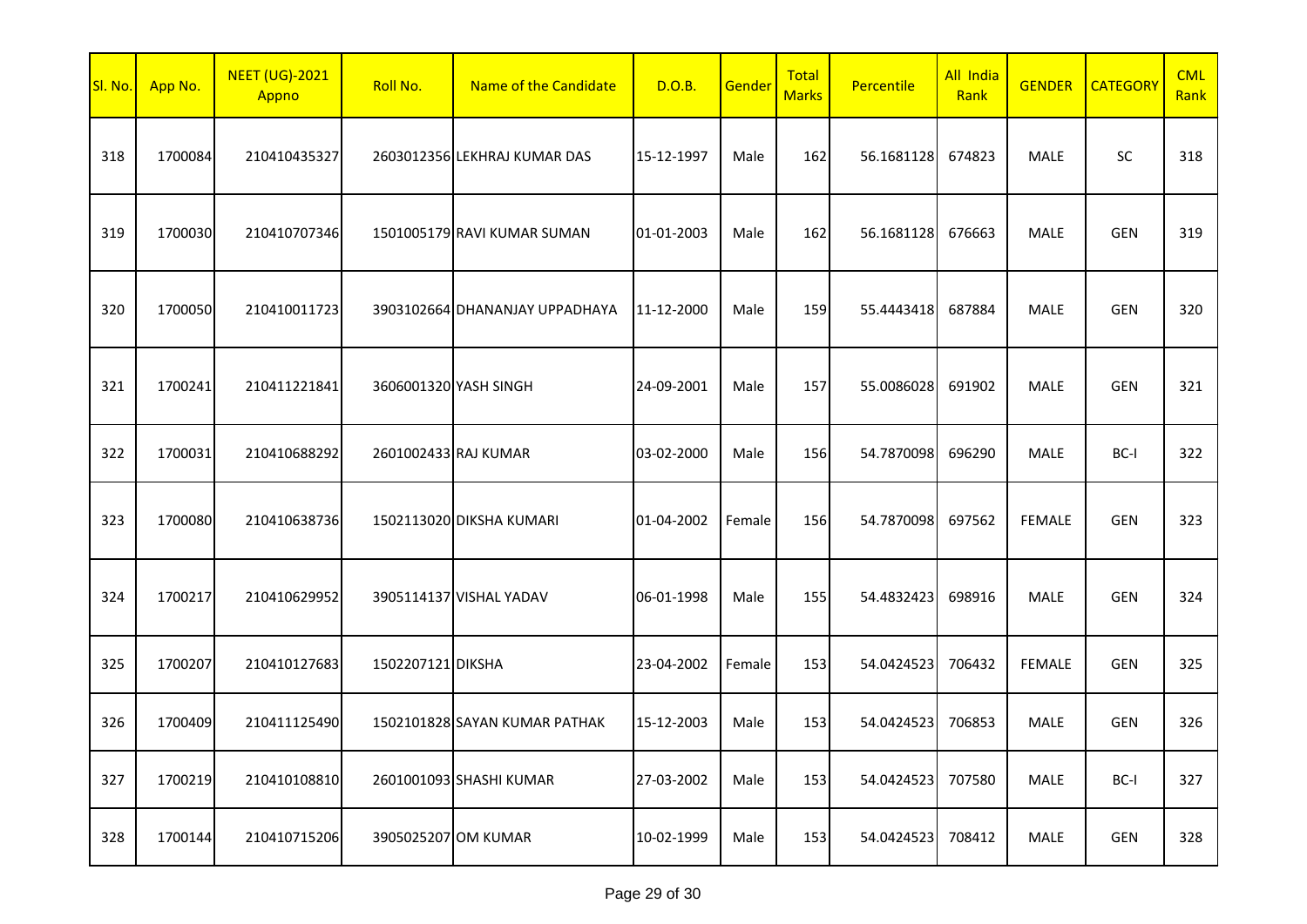| Sl. No. | App No. | NEET (UG)-2021 Appno | Roll No. | Name of the Candidate | D.O.B. | Gender | Total Marks | Percentile | All India Rank | GENDER | CATEGORY | CML Rank |
|---|---|---|---|---|---|---|---|---|---|---|---|---|
| 318 | 1700084 | 210410435327 | 2603012356 | LEKHRAJ KUMAR DAS | 15-12-1997 | Male | 162 | 56.1681128 | 674823 | MALE | SC | 318 |
| 319 | 1700030 | 210410707346 | 1501005179 | RAVI KUMAR SUMAN | 01-01-2003 | Male | 162 | 56.1681128 | 676663 | MALE | GEN | 319 |
| 320 | 1700050 | 210410011723 | 3903102664 | DHANANJAY UPPADHAYA | 11-12-2000 | Male | 159 | 55.4443418 | 687884 | MALE | GEN | 320 |
| 321 | 1700241 | 210411221841 | 3606001320 | YASH SINGH | 24-09-2001 | Male | 157 | 55.0086028 | 691902 | MALE | GEN | 321 |
| 322 | 1700031 | 210410688292 | 2601002433 | RAJ KUMAR | 03-02-2000 | Male | 156 | 54.7870098 | 696290 | MALE | BC-I | 322 |
| 323 | 1700080 | 210410638736 | 1502113020 | DIKSHA KUMARI | 01-04-2002 | Female | 156 | 54.7870098 | 697562 | FEMALE | GEN | 323 |
| 324 | 1700217 | 210410629952 | 3905114137 | VISHAL YADAV | 06-01-1998 | Male | 155 | 54.4832423 | 698916 | MALE | GEN | 324 |
| 325 | 1700207 | 210410127683 | 1502207121 | DIKSHA | 23-04-2002 | Female | 153 | 54.0424523 | 706432 | FEMALE | GEN | 325 |
| 326 | 1700409 | 210411125490 | 1502101828 | SAYAN KUMAR PATHAK | 15-12-2003 | Male | 153 | 54.0424523 | 706853 | MALE | GEN | 326 |
| 327 | 1700219 | 210410108810 | 2601001093 | SHASHI KUMAR | 27-03-2002 | Male | 153 | 54.0424523 | 707580 | MALE | BC-I | 327 |
| 328 | 1700144 | 210410715206 | 3905025207 | OM KUMAR | 10-02-1999 | Male | 153 | 54.0424523 | 708412 | MALE | GEN | 328 |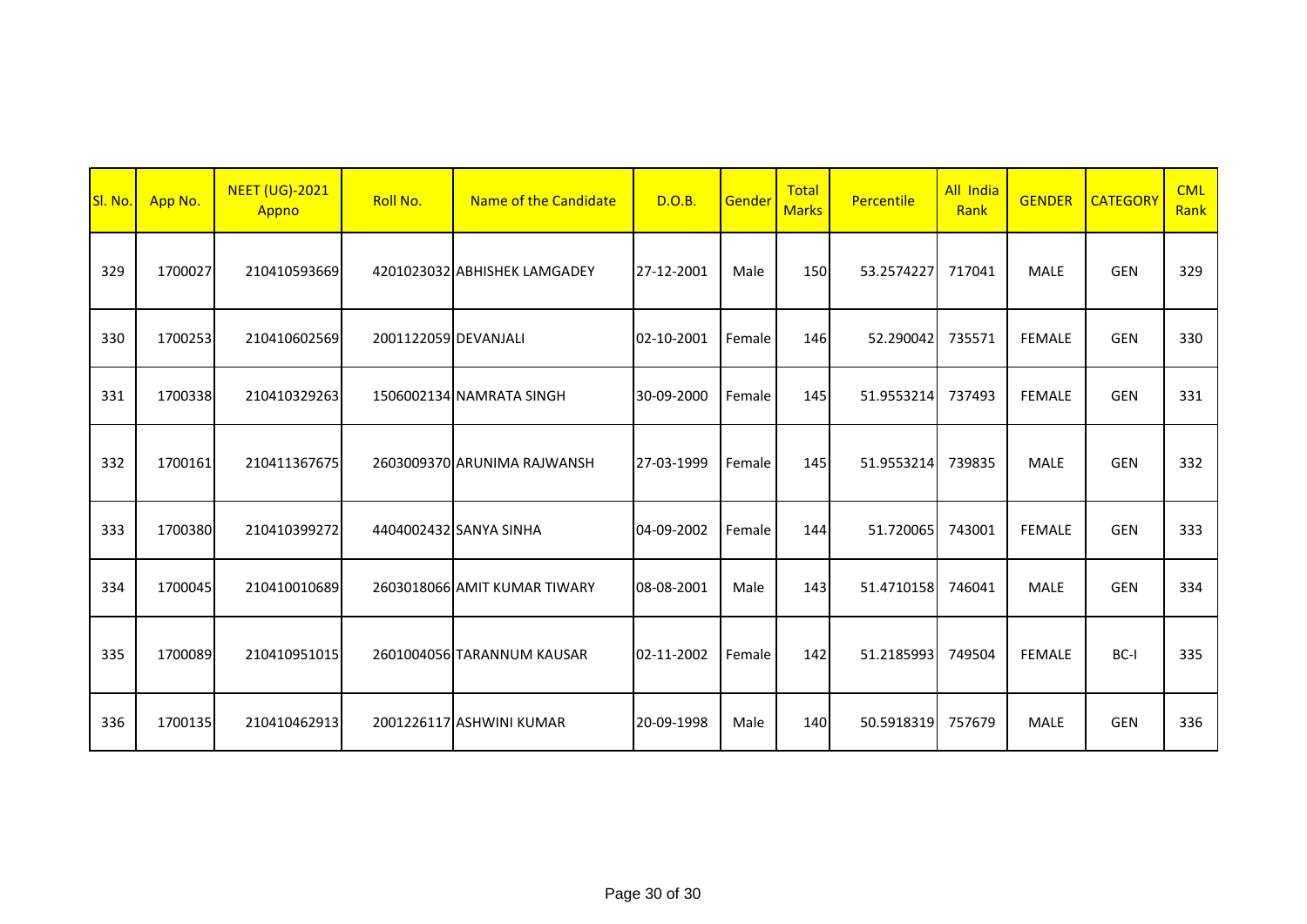| Sl. No. | App No. | NEET (UG)-2021 Appno | Roll No. | Name of the Candidate | D.O.B. | Gender | Total Marks | Percentile | All India Rank | GENDER | CATEGORY | CML Rank |
|---|---|---|---|---|---|---|---|---|---|---|---|---|
| 329 | 1700027 | 210410593669 | 4201023032 | ABHISHEK LAMGADEY | 27-12-2001 | Male | 150 | 53.2574227 | 717041 | MALE | GEN | 329 |
| 330 | 1700253 | 210410602569 | 2001122059 | DEVANJALI | 02-10-2001 | Female | 146 | 52.290042 | 735571 | FEMALE | GEN | 330 |
| 331 | 1700338 | 210410329263 | 1506002134 | NAMRATA SINGH | 30-09-2000 | Female | 145 | 51.9553214 | 737493 | FEMALE | GEN | 331 |
| 332 | 1700161 | 210411367675 | 2603009370 | ARUNIMA RAJWANSH | 27-03-1999 | Female | 145 | 51.9553214 | 739835 | MALE | GEN | 332 |
| 333 | 1700380 | 210410399272 | 4404002432 | SANYA SINHA | 04-09-2002 | Female | 144 | 51.720065 | 743001 | FEMALE | GEN | 333 |
| 334 | 1700045 | 210410010689 | 2603018066 | AMIT KUMAR TIWARY | 08-08-2001 | Male | 143 | 51.4710158 | 746041 | MALE | GEN | 334 |
| 335 | 1700089 | 210410951015 | 2601004056 | TARANNUM KAUSAR | 02-11-2002 | Female | 142 | 51.2185993 | 749504 | FEMALE | BC-I | 335 |
| 336 | 1700135 | 210410462913 | 2001226117 | ASHWINI KUMAR | 20-09-1998 | Male | 140 | 50.5918319 | 757679 | MALE | GEN | 336 |